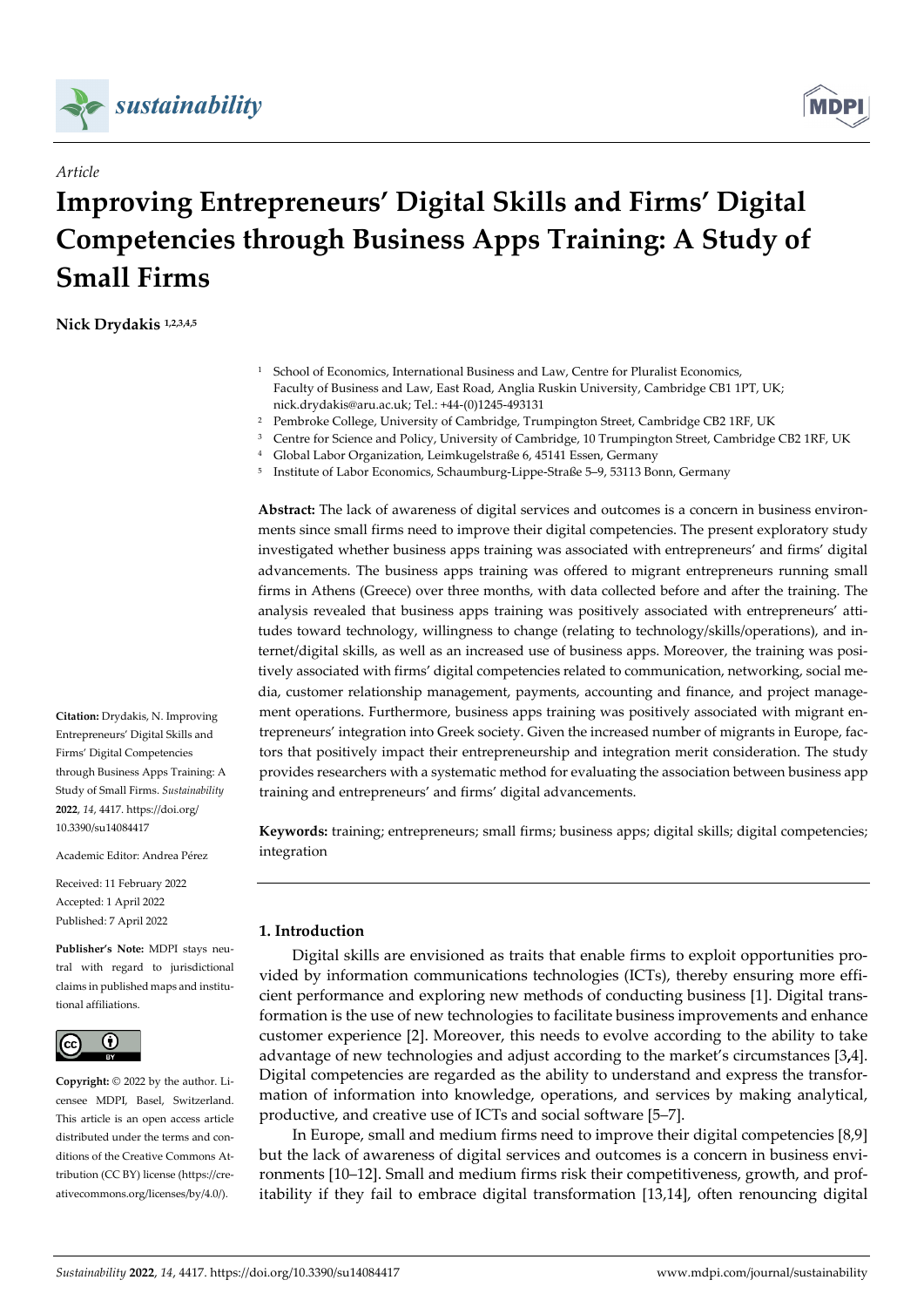*Article*

# Improving Entrepreneurs' Digital Skills and Firms' Digital Competencies through Business Apps Training: A Study of Small Firms

**Nick Drydakis** [1,2,3,4,5]

[1] School of Economics, International Business and Law, Centre for Pluralist Economics, Faculty of Business and Law, East Road, Anglia Ruskin University, Cambridge CB1 1PT, UK; nick.drydakis@aru.ac.uk; Tel.: +44-(0)1245-493131
[2] Pembroke College, University of Cambridge, Trumpington Street, Cambridge CB2 1RF, UK
[3] Centre for Science and Policy, University of Cambridge, 10 Trumpington Street, Cambridge CB2 1RF, UK
[4] Global Labor Organization, Leimkugelstraße 6, 45141 Essen, Germany
[5] Institute of Labor Economics, Schaumburg-Lippe-Straße 5–9, 53113 Bonn, Germany

**Abstract:** The lack of awareness of digital services and outcomes is a concern in business environments since small firms need to improve their digital competencies. The present exploratory study investigated whether business apps training was associated with entrepreneurs' and firms' digital advancements. The business apps training was offered to migrant entrepreneurs running small firms in Athens (Greece) over three months, with data collected before and after the training. The analysis revealed that business apps training was positively associated with entrepreneurs' attitudes toward technology, willingness to change (relating to technology/skills/operations), and internet/digital skills, as well as an increased use of business apps. Moreover, the training was positively associated with firms' digital competencies related to communication, networking, social media, customer relationship management, payments, accounting and finance, and project management operations. Furthermore, business apps training was positively associated with migrant entrepreneurs' integration into Greek society. Given the increased number of migrants in Europe, factors that positively impact their entrepreneurship and integration merit consideration. The study provides researchers with a systematic method for evaluating the association between business app training and entrepreneurs' and firms' digital advancements.

**Keywords:** training; entrepreneurs; small firms; business apps; digital skills; digital competencies; integration

**Citation:** Drydakis, N. Improving Entrepreneurs' Digital Skills and Firms' Digital Competencies through Business Apps Training: A Study of Small Firms. *Sustainability* **2022**, *14*, 4417. https://doi.org/10.3390/su14084417

Academic Editor: Andrea Pérez

Received: 11 February 2022
Accepted: 1 April 2022
Published: 7 April 2022

**Publisher's Note:** MDPI stays neutral with regard to jurisdictional claims in published maps and institutional affiliations.

**Copyright:** © 2022 by the author. Licensee MDPI, Basel, Switzerland. This article is an open access article distributed under the terms and conditions of the Creative Commons Attribution (CC BY) license (https://creativecommons.org/licenses/by/4.0/).

## 1. Introduction

Digital skills are envisioned as traits that enable firms to exploit opportunities provided by information communications technologies (ICTs), thereby ensuring more efficient performance and exploring new methods of conducting business [1]. Digital transformation is the use of new technologies to facilitate business improvements and enhance customer experience [2]. Moreover, this needs to evolve according to the ability to take advantage of new technologies and adjust according to the market's circumstances [3,4]. Digital competencies are regarded as the ability to understand and express the transformation of information into knowledge, operations, and services by making analytical, productive, and creative use of ICTs and social software [5–7].

In Europe, small and medium firms need to improve their digital competencies [8,9] but the lack of awareness of digital services and outcomes is a concern in business environments [10–12]. Small and medium firms risk their competitiveness, growth, and profitability if they fail to embrace digital transformation [13,14], often renouncing digital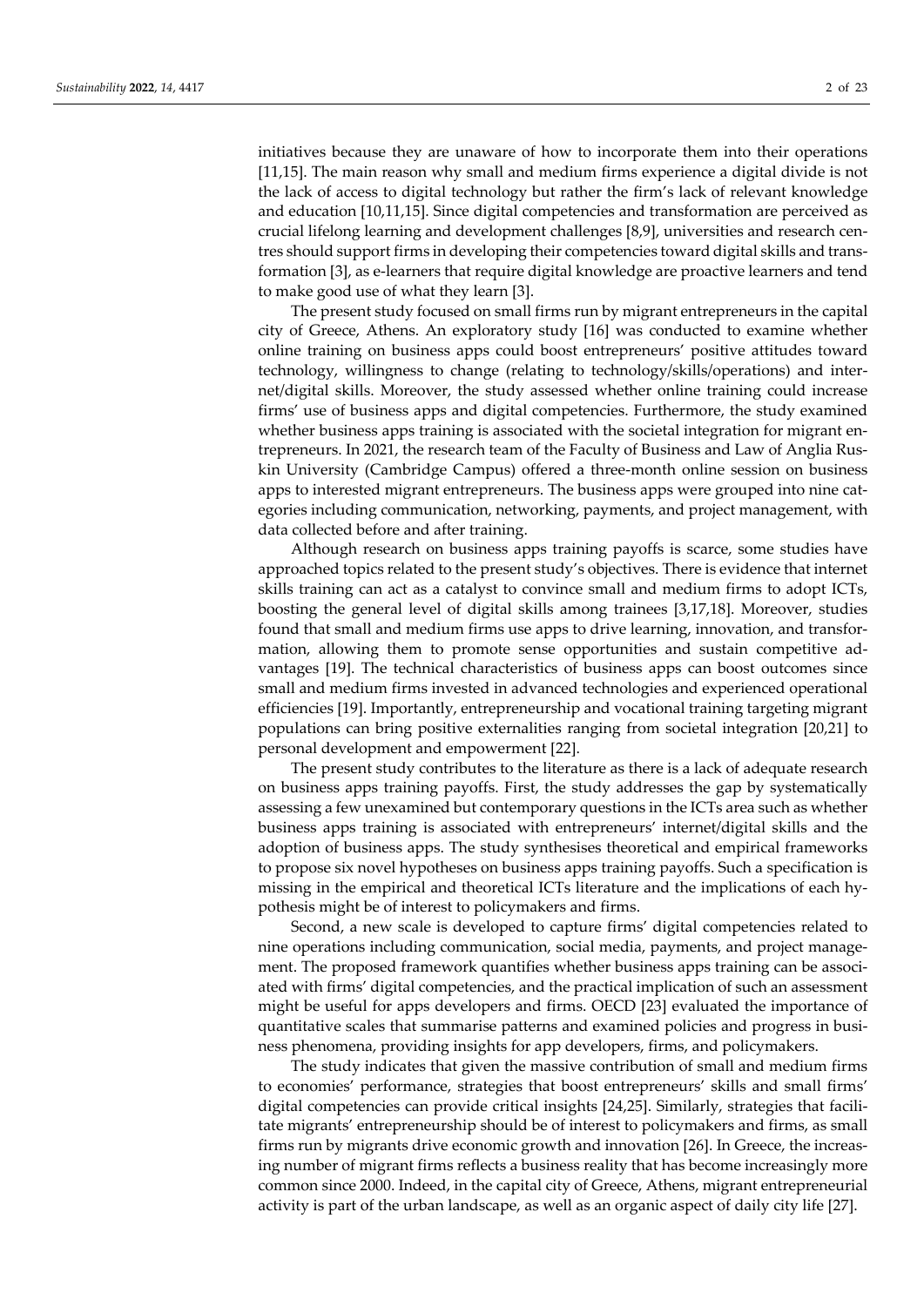initiatives because they are unaware of how to incorporate them into their operations [11,15]. The main reason why small and medium firms experience a digital divide is not the lack of access to digital technology but rather the firm's lack of relevant knowledge and education [10,11,15]. Since digital competencies and transformation are perceived as crucial lifelong learning and development challenges [8,9], universities and research centres should support firms in developing their competencies toward digital skills and transformation [3], as e-learners that require digital knowledge are proactive learners and tend to make good use of what they learn [3].

The present study focused on small firms run by migrant entrepreneurs in the capital city of Greece, Athens. An exploratory study [16] was conducted to examine whether online training on business apps could boost entrepreneurs' positive attitudes toward technology, willingness to change (relating to technology/skills/operations) and internet/digital skills. Moreover, the study assessed whether online training could increase firms' use of business apps and digital competencies. Furthermore, the study examined whether business apps training is associated with the societal integration for migrant entrepreneurs. In 2021, the research team of the Faculty of Business and Law of Anglia Ruskin University (Cambridge Campus) offered a three-month online session on business apps to interested migrant entrepreneurs. The business apps were grouped into nine categories including communication, networking, payments, and project management, with data collected before and after training.

Although research on business apps training payoffs is scarce, some studies have approached topics related to the present study's objectives. There is evidence that internet skills training can act as a catalyst to convince small and medium firms to adopt ICTs, boosting the general level of digital skills among trainees [3,17,18]. Moreover, studies found that small and medium firms use apps to drive learning, innovation, and transformation, allowing them to promote sense opportunities and sustain competitive advantages [19]. The technical characteristics of business apps can boost outcomes since small and medium firms invested in advanced technologies and experienced operational efficiencies [19]. Importantly, entrepreneurship and vocational training targeting migrant populations can bring positive externalities ranging from societal integration [20,21] to personal development and empowerment [22].

The present study contributes to the literature as there is a lack of adequate research on business apps training payoffs. First, the study addresses the gap by systematically assessing a few unexamined but contemporary questions in the ICTs area such as whether business apps training is associated with entrepreneurs' internet/digital skills and the adoption of business apps. The study synthesises theoretical and empirical frameworks to propose six novel hypotheses on business apps training payoffs. Such a specification is missing in the empirical and theoretical ICTs literature and the implications of each hypothesis might be of interest to policymakers and firms.

Second, a new scale is developed to capture firms' digital competencies related to nine operations including communication, social media, payments, and project management. The proposed framework quantifies whether business apps training can be associated with firms' digital competencies, and the practical implication of such an assessment might be useful for apps developers and firms. OECD [23] evaluated the importance of quantitative scales that summarise patterns and examined policies and progress in business phenomena, providing insights for app developers, firms, and policymakers.

The study indicates that given the massive contribution of small and medium firms to economies' performance, strategies that boost entrepreneurs' skills and small firms' digital competencies can provide critical insights [24,25]. Similarly, strategies that facilitate migrants' entrepreneurship should be of interest to policymakers and firms, as small firms run by migrants drive economic growth and innovation [26]. In Greece, the increasing number of migrant firms reflects a business reality that has become increasingly more common since 2000. Indeed, in the capital city of Greece, Athens, migrant entrepreneurial activity is part of the urban landscape, as well as an organic aspect of daily city life [27].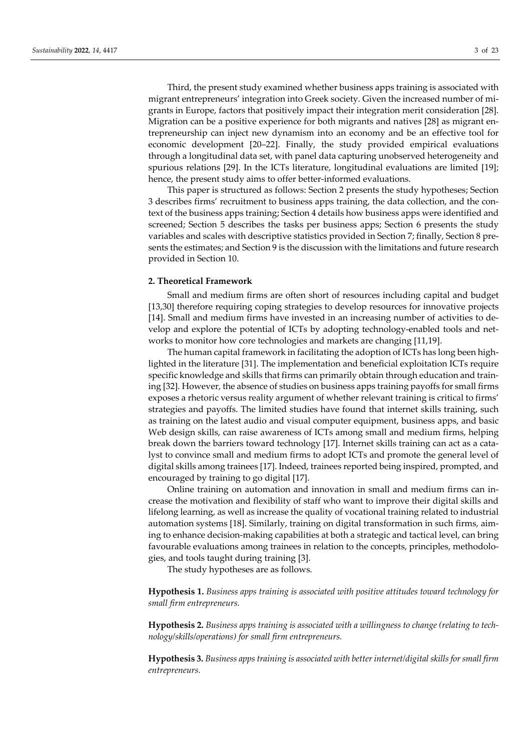Third, the present study examined whether business apps training is associated with migrant entrepreneurs' integration into Greek society. Given the increased number of migrants in Europe, factors that positively impact their integration merit consideration [28]. Migration can be a positive experience for both migrants and natives [28] as migrant entrepreneurship can inject new dynamism into an economy and be an effective tool for economic development [20–22]. Finally, the study provided empirical evaluations through a longitudinal data set, with panel data capturing unobserved heterogeneity and spurious relations [29]. In the ICTs literature, longitudinal evaluations are limited [19]; hence, the present study aims to offer better-informed evaluations.

This paper is structured as follows: Section 2 presents the study hypotheses; Section 3 describes firms' recruitment to business apps training, the data collection, and the context of the business apps training; Section 4 details how business apps were identified and screened; Section 5 describes the tasks per business apps; Section 6 presents the study variables and scales with descriptive statistics provided in Section 7; finally, Section 8 presents the estimates; and Section 9 is the discussion with the limitations and future research provided in Section 10.

## 2. Theoretical Framework

Small and medium firms are often short of resources including capital and budget [13,30] therefore requiring coping strategies to develop resources for innovative projects [14]. Small and medium firms have invested in an increasing number of activities to develop and explore the potential of ICTs by adopting technology-enabled tools and networks to monitor how core technologies and markets are changing [11,19].

The human capital framework in facilitating the adoption of ICTs has long been highlighted in the literature [31]. The implementation and beneficial exploitation ICTs require specific knowledge and skills that firms can primarily obtain through education and training [32]. However, the absence of studies on business apps training payoffs for small firms exposes a rhetoric versus reality argument of whether relevant training is critical to firms' strategies and payoffs. The limited studies have found that internet skills training, such as training on the latest audio and visual computer equipment, business apps, and basic Web design skills, can raise awareness of ICTs among small and medium firms, helping break down the barriers toward technology [17]. Internet skills training can act as a catalyst to convince small and medium firms to adopt ICTs and promote the general level of digital skills among trainees [17]. Indeed, trainees reported being inspired, prompted, and encouraged by training to go digital [17].

Online training on automation and innovation in small and medium firms can increase the motivation and flexibility of staff who want to improve their digital skills and lifelong learning, as well as increase the quality of vocational training related to industrial automation systems [18]. Similarly, training on digital transformation in such firms, aiming to enhance decision-making capabilities at both a strategic and tactical level, can bring favourable evaluations among trainees in relation to the concepts, principles, methodologies, and tools taught during training [3].

The study hypotheses are as follows.

**Hypothesis 1.** *Business apps training is associated with positive attitudes toward technology for small firm entrepreneurs.*

**Hypothesis 2.** *Business apps training is associated with a willingness to change (relating to technology/skills/operations) for small firm entrepreneurs.*

**Hypothesis 3.** *Business apps training is associated with better internet/digital skills for small firm entrepreneurs.*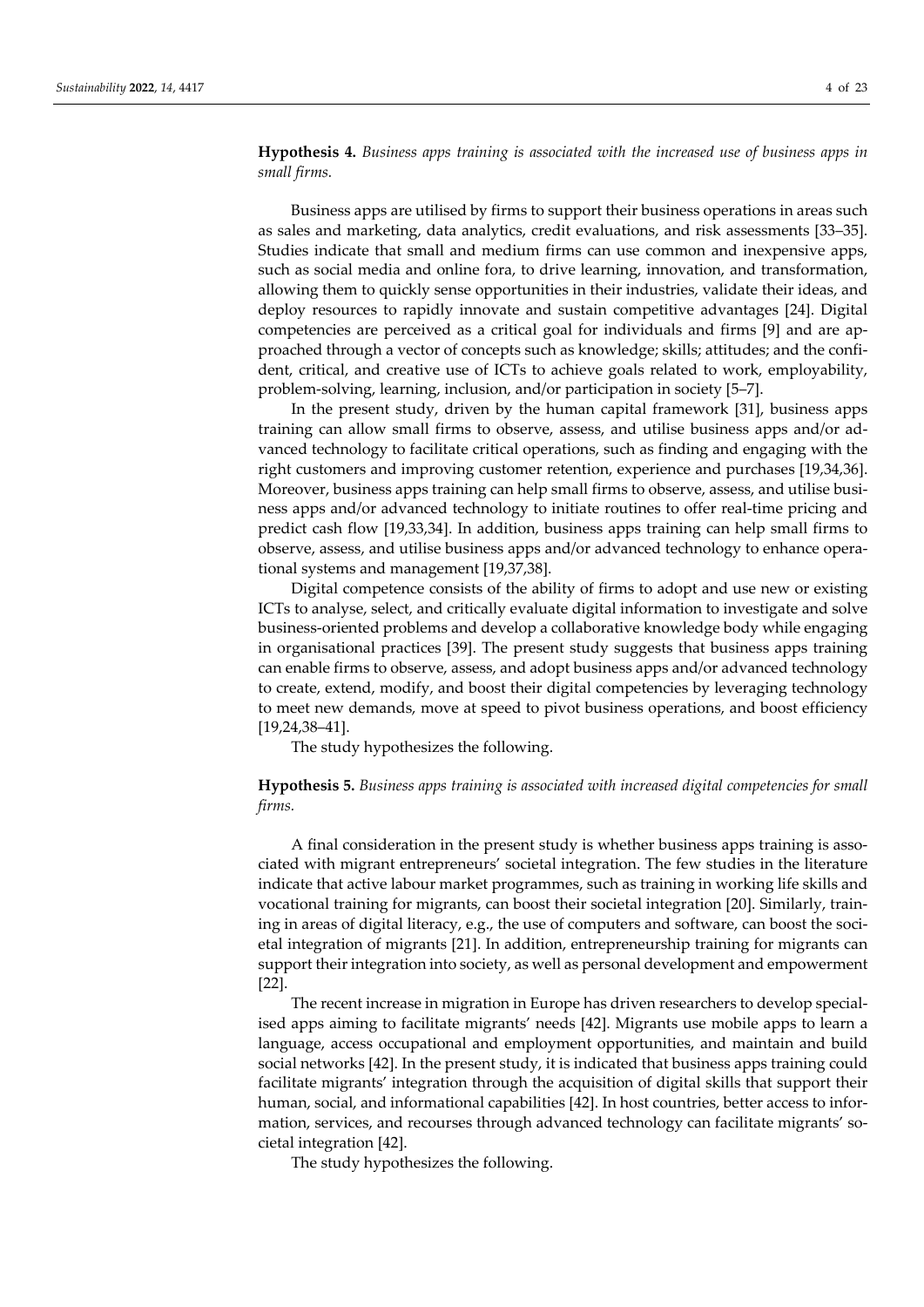**Hypothesis 4.** *Business apps training is associated with the increased use of business apps in small firms.*

Business apps are utilised by firms to support their business operations in areas such as sales and marketing, data analytics, credit evaluations, and risk assessments [33–35]. Studies indicate that small and medium firms can use common and inexpensive apps, such as social media and online fora, to drive learning, innovation, and transformation, allowing them to quickly sense opportunities in their industries, validate their ideas, and deploy resources to rapidly innovate and sustain competitive advantages [24]. Digital competencies are perceived as a critical goal for individuals and firms [9] and are approached through a vector of concepts such as knowledge; skills; attitudes; and the confident, critical, and creative use of ICTs to achieve goals related to work, employability, problem-solving, learning, inclusion, and/or participation in society [5–7].

In the present study, driven by the human capital framework [31], business apps training can allow small firms to observe, assess, and utilise business apps and/or advanced technology to facilitate critical operations, such as finding and engaging with the right customers and improving customer retention, experience and purchases [19,34,36]. Moreover, business apps training can help small firms to observe, assess, and utilise business apps and/or advanced technology to initiate routines to offer real-time pricing and predict cash flow [19,33,34]. In addition, business apps training can help small firms to observe, assess, and utilise business apps and/or advanced technology to enhance operational systems and management [19,37,38].

Digital competence consists of the ability of firms to adopt and use new or existing ICTs to analyse, select, and critically evaluate digital information to investigate and solve business-oriented problems and develop a collaborative knowledge body while engaging in organisational practices [39]. The present study suggests that business apps training can enable firms to observe, assess, and adopt business apps and/or advanced technology to create, extend, modify, and boost their digital competencies by leveraging technology to meet new demands, move at speed to pivot business operations, and boost efficiency [19,24,38–41].

The study hypothesizes the following.

**Hypothesis 5.** *Business apps training is associated with increased digital competencies for small firms.*

A final consideration in the present study is whether business apps training is associated with migrant entrepreneurs' societal integration. The few studies in the literature indicate that active labour market programmes, such as training in working life skills and vocational training for migrants, can boost their societal integration [20]. Similarly, training in areas of digital literacy, e.g., the use of computers and software, can boost the societal integration of migrants [21]. In addition, entrepreneurship training for migrants can support their integration into society, as well as personal development and empowerment [22].

The recent increase in migration in Europe has driven researchers to develop specialised apps aiming to facilitate migrants' needs [42]. Migrants use mobile apps to learn a language, access occupational and employment opportunities, and maintain and build social networks [42]. In the present study, it is indicated that business apps training could facilitate migrants' integration through the acquisition of digital skills that support their human, social, and informational capabilities [42]. In host countries, better access to information, services, and recourses through advanced technology can facilitate migrants' societal integration [42].

The study hypothesizes the following.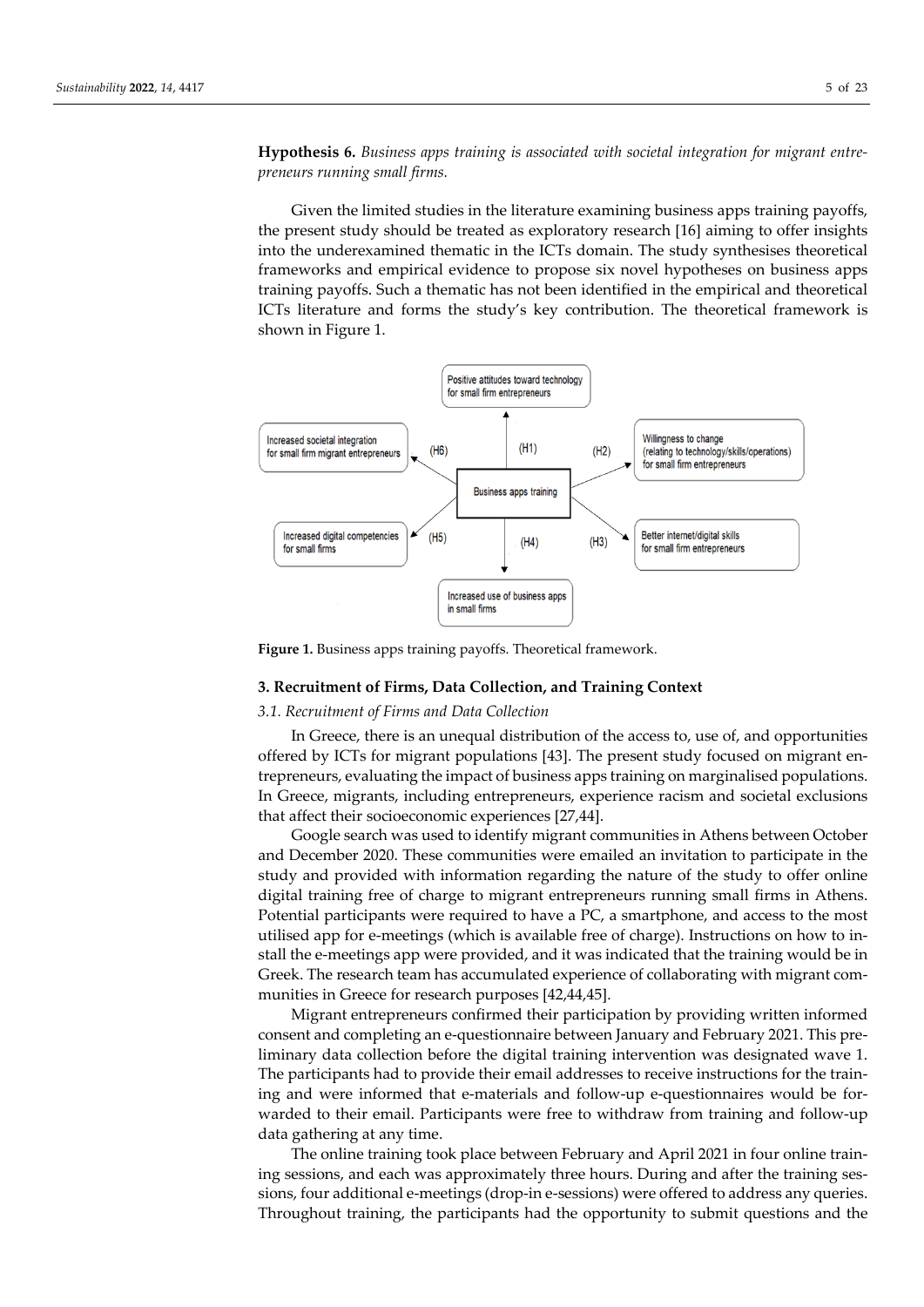**Hypothesis 6.** *Business apps training is associated with societal integration for migrant entrepreneurs running small firms.*

Given the limited studies in the literature examining business apps training payoffs, the present study should be treated as exploratory research [16] aiming to offer insights into the underexamined thematic in the ICTs domain. The study synthesises theoretical frameworks and empirical evidence to propose six novel hypotheses on business apps training payoffs. Such a thematic has not been identified in the empirical and theoretical ICTs literature and forms the study's key contribution. The theoretical framework is shown in Figure 1.

**Figure 1.** Business apps training payoffs. Theoretical framework.

## 3. Recruitment of Firms, Data Collection, and Training Context

### *3.1. Recruitment of Firms and Data Collection*

In Greece, there is an unequal distribution of the access to, use of, and opportunities offered by ICTs for migrant populations [43]. The present study focused on migrant entrepreneurs, evaluating the impact of business apps training on marginalised populations. In Greece, migrants, including entrepreneurs, experience racism and societal exclusions that affect their socioeconomic experiences [27,44].

Google search was used to identify migrant communities in Athens between October and December 2020. These communities were emailed an invitation to participate in the study and provided with information regarding the nature of the study to offer online digital training free of charge to migrant entrepreneurs running small firms in Athens. Potential participants were required to have a PC, a smartphone, and access to the most utilised app for e-meetings (which is available free of charge). Instructions on how to install the e-meetings app were provided, and it was indicated that the training would be in Greek. The research team has accumulated experience of collaborating with migrant communities in Greece for research purposes [42,44,45].

Migrant entrepreneurs confirmed their participation by providing written informed consent and completing an e-questionnaire between January and February 2021. This preliminary data collection before the digital training intervention was designated wave 1. The participants had to provide their email addresses to receive instructions for the training and were informed that e-materials and follow-up e-questionnaires would be forwarded to their email. Participants were free to withdraw from training and follow-up data gathering at any time.

The online training took place between February and April 2021 in four online training sessions, and each was approximately three hours. During and after the training sessions, four additional e-meetings (drop-in e-sessions) were offered to address any queries. Throughout training, the participants had the opportunity to submit questions and the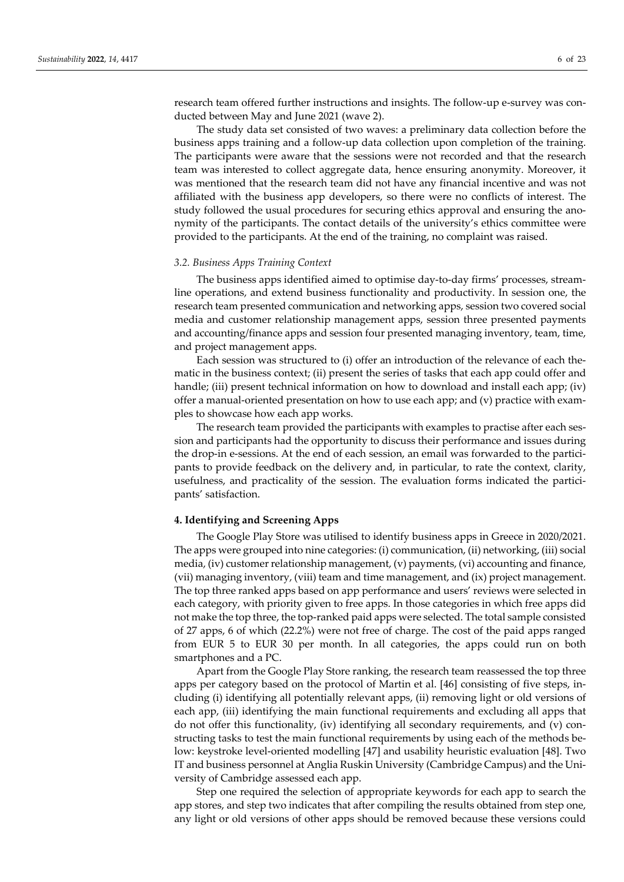research team offered further instructions and insights. The follow-up e-survey was conducted between May and June 2021 (wave 2).

The study data set consisted of two waves: a preliminary data collection before the business apps training and a follow-up data collection upon completion of the training. The participants were aware that the sessions were not recorded and that the research team was interested to collect aggregate data, hence ensuring anonymity. Moreover, it was mentioned that the research team did not have any financial incentive and was not affiliated with the business app developers, so there were no conflicts of interest. The study followed the usual procedures for securing ethics approval and ensuring the anonymity of the participants. The contact details of the university's ethics committee were provided to the participants. At the end of the training, no complaint was raised.

### *3.2. Business Apps Training Context*

The business apps identified aimed to optimise day-to-day firms' processes, streamline operations, and extend business functionality and productivity. In session one, the research team presented communication and networking apps, session two covered social media and customer relationship management apps, session three presented payments and accounting/finance apps and session four presented managing inventory, team, time, and project management apps.

Each session was structured to (i) offer an introduction of the relevance of each thematic in the business context; (ii) present the series of tasks that each app could offer and handle; (iii) present technical information on how to download and install each app; (iv) offer a manual-oriented presentation on how to use each app; and (v) practice with examples to showcase how each app works.

The research team provided the participants with examples to practise after each session and participants had the opportunity to discuss their performance and issues during the drop-in e-sessions. At the end of each session, an email was forwarded to the participants to provide feedback on the delivery and, in particular, to rate the context, clarity, usefulness, and practicality of the session. The evaluation forms indicated the participants' satisfaction.

## **4. Identifying and Screening Apps**

The Google Play Store was utilised to identify business apps in Greece in 2020/2021. The apps were grouped into nine categories: (i) communication, (ii) networking, (iii) social media, (iv) customer relationship management, (v) payments, (vi) accounting and finance, (vii) managing inventory, (viii) team and time management, and (ix) project management. The top three ranked apps based on app performance and users' reviews were selected in each category, with priority given to free apps. In those categories in which free apps did not make the top three, the top-ranked paid apps were selected. The total sample consisted of 27 apps, 6 of which (22.2%) were not free of charge. The cost of the paid apps ranged from EUR 5 to EUR 30 per month. In all categories, the apps could run on both smartphones and a PC.

Apart from the Google Play Store ranking, the research team reassessed the top three apps per category based on the protocol of Martin et al. [46] consisting of five steps, including (i) identifying all potentially relevant apps, (ii) removing light or old versions of each app, (iii) identifying the main functional requirements and excluding all apps that do not offer this functionality, (iv) identifying all secondary requirements, and (v) constructing tasks to test the main functional requirements by using each of the methods below: keystroke level-oriented modelling [47] and usability heuristic evaluation [48]. Two IT and business personnel at Anglia Ruskin University (Cambridge Campus) and the University of Cambridge assessed each app.

Step one required the selection of appropriate keywords for each app to search the app stores, and step two indicates that after compiling the results obtained from step one, any light or old versions of other apps should be removed because these versions could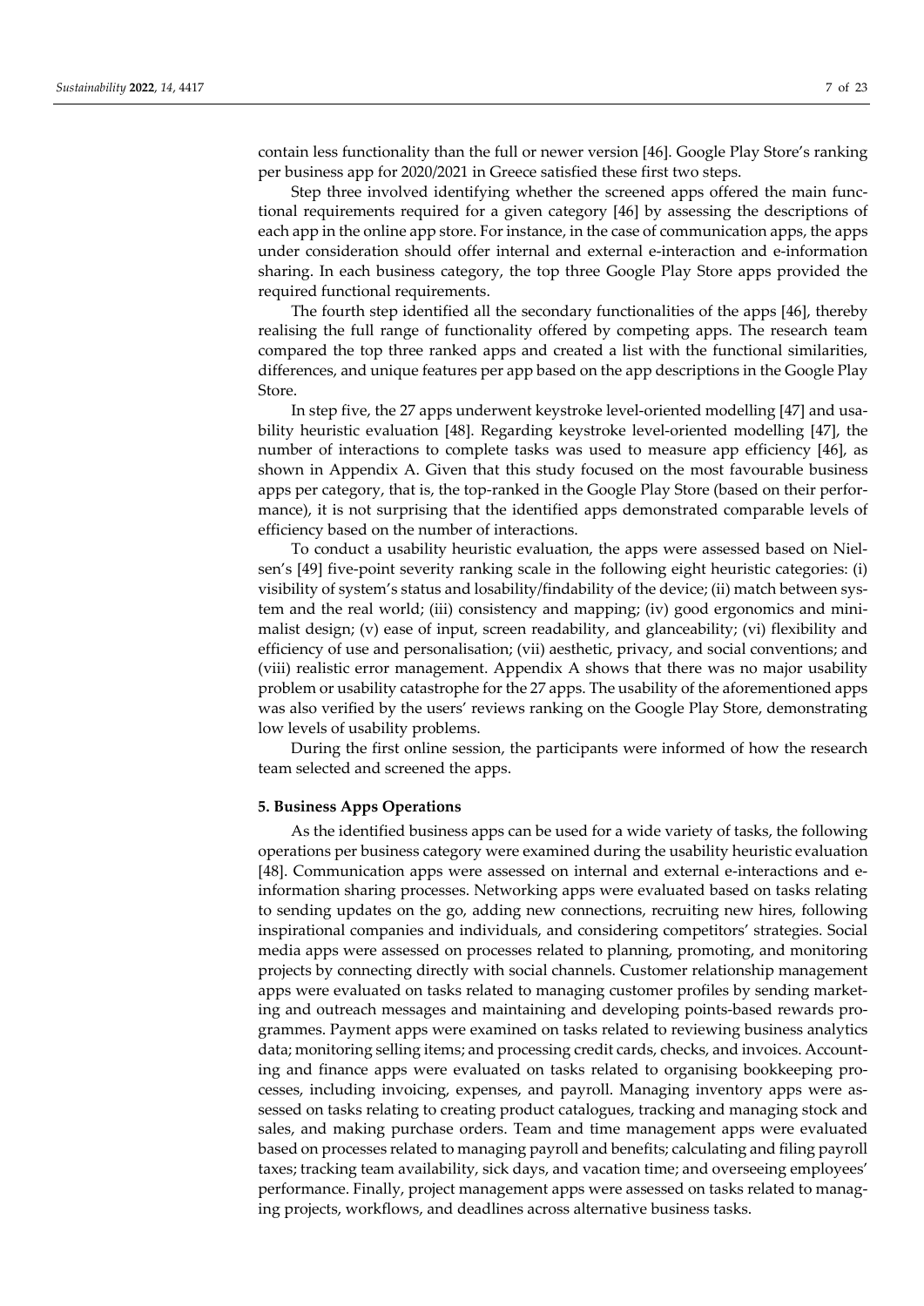contain less functionality than the full or newer version [46]. Google Play Store's ranking per business app for 2020/2021 in Greece satisfied these first two steps.

Step three involved identifying whether the screened apps offered the main functional requirements required for a given category [46] by assessing the descriptions of each app in the online app store. For instance, in the case of communication apps, the apps under consideration should offer internal and external e-interaction and e-information sharing. In each business category, the top three Google Play Store apps provided the required functional requirements.

The fourth step identified all the secondary functionalities of the apps [46], thereby realising the full range of functionality offered by competing apps. The research team compared the top three ranked apps and created a list with the functional similarities, differences, and unique features per app based on the app descriptions in the Google Play Store.

In step five, the 27 apps underwent keystroke level-oriented modelling [47] and usability heuristic evaluation [48]. Regarding keystroke level-oriented modelling [47], the number of interactions to complete tasks was used to measure app efficiency [46], as shown in Appendix A. Given that this study focused on the most favourable business apps per category, that is, the top-ranked in the Google Play Store (based on their performance), it is not surprising that the identified apps demonstrated comparable levels of efficiency based on the number of interactions.

To conduct a usability heuristic evaluation, the apps were assessed based on Nielsen's [49] five-point severity ranking scale in the following eight heuristic categories: (i) visibility of system's status and losability/findability of the device; (ii) match between system and the real world; (iii) consistency and mapping; (iv) good ergonomics and minimalist design; (v) ease of input, screen readability, and glanceability; (vi) flexibility and efficiency of use and personalisation; (vii) aesthetic, privacy, and social conventions; and (viii) realistic error management. Appendix A shows that there was no major usability problem or usability catastrophe for the 27 apps. The usability of the aforementioned apps was also verified by the users' reviews ranking on the Google Play Store, demonstrating low levels of usability problems.

During the first online session, the participants were informed of how the research team selected and screened the apps.

## 5. Business Apps Operations

As the identified business apps can be used for a wide variety of tasks, the following operations per business category were examined during the usability heuristic evaluation [48]. Communication apps were assessed on internal and external e-interactions and e-information sharing processes. Networking apps were evaluated based on tasks relating to sending updates on the go, adding new connections, recruiting new hires, following inspirational companies and individuals, and considering competitors' strategies. Social media apps were assessed on processes related to planning, promoting, and monitoring projects by connecting directly with social channels. Customer relationship management apps were evaluated on tasks related to managing customer profiles by sending marketing and outreach messages and maintaining and developing points-based rewards programmes. Payment apps were examined on tasks related to reviewing business analytics data; monitoring selling items; and processing credit cards, checks, and invoices. Accounting and finance apps were evaluated on tasks related to organising bookkeeping processes, including invoicing, expenses, and payroll. Managing inventory apps were assessed on tasks relating to creating product catalogues, tracking and managing stock and sales, and making purchase orders. Team and time management apps were evaluated based on processes related to managing payroll and benefits; calculating and filing payroll taxes; tracking team availability, sick days, and vacation time; and overseeing employees' performance. Finally, project management apps were assessed on tasks related to managing projects, workflows, and deadlines across alternative business tasks.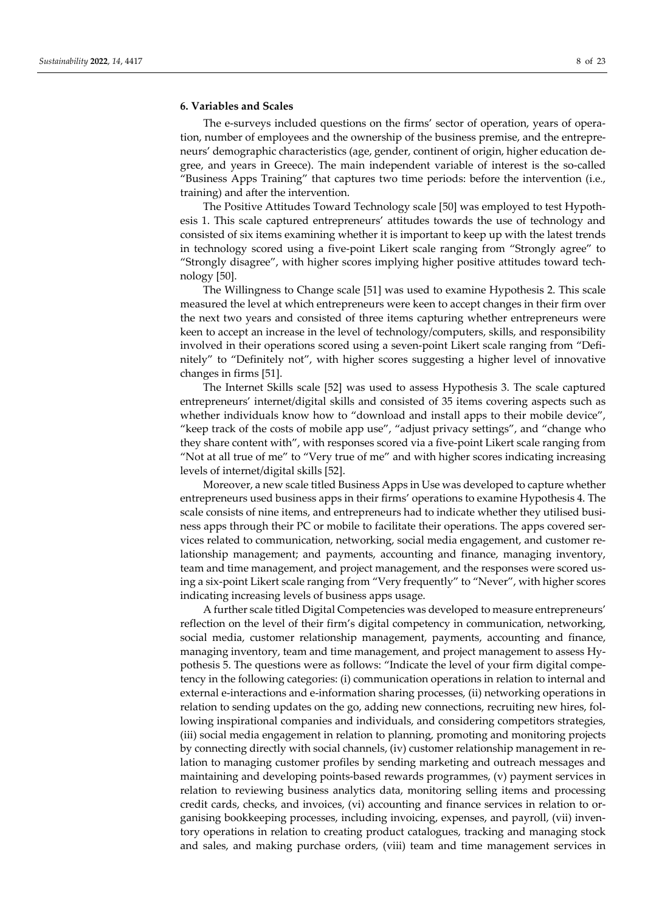## 6. Variables and Scales

The e-surveys included questions on the firms' sector of operation, years of operation, number of employees and the ownership of the business premise, and the entrepreneurs' demographic characteristics (age, gender, continent of origin, higher education degree, and years in Greece). The main independent variable of interest is the so-called "Business Apps Training" that captures two time periods: before the intervention (i.e., training) and after the intervention.

The Positive Attitudes Toward Technology scale [50] was employed to test Hypothesis 1. This scale captured entrepreneurs' attitudes towards the use of technology and consisted of six items examining whether it is important to keep up with the latest trends in technology scored using a five-point Likert scale ranging from "Strongly agree" to "Strongly disagree", with higher scores implying higher positive attitudes toward technology [50].

The Willingness to Change scale [51] was used to examine Hypothesis 2. This scale measured the level at which entrepreneurs were keen to accept changes in their firm over the next two years and consisted of three items capturing whether entrepreneurs were keen to accept an increase in the level of technology/computers, skills, and responsibility involved in their operations scored using a seven-point Likert scale ranging from "Definitely" to "Definitely not", with higher scores suggesting a higher level of innovative changes in firms [51].

The Internet Skills scale [52] was used to assess Hypothesis 3. The scale captured entrepreneurs' internet/digital skills and consisted of 35 items covering aspects such as whether individuals know how to "download and install apps to their mobile device", "keep track of the costs of mobile app use", "adjust privacy settings", and "change who they share content with", with responses scored via a five-point Likert scale ranging from "Not at all true of me" to "Very true of me" and with higher scores indicating increasing levels of internet/digital skills [52].

Moreover, a new scale titled Business Apps in Use was developed to capture whether entrepreneurs used business apps in their firms' operations to examine Hypothesis 4. The scale consists of nine items, and entrepreneurs had to indicate whether they utilised business apps through their PC or mobile to facilitate their operations. The apps covered services related to communication, networking, social media engagement, and customer relationship management; and payments, accounting and finance, managing inventory, team and time management, and project management, and the responses were scored using a six-point Likert scale ranging from "Very frequently" to "Never", with higher scores indicating increasing levels of business apps usage.

A further scale titled Digital Competencies was developed to measure entrepreneurs' reflection on the level of their firm's digital competency in communication, networking, social media, customer relationship management, payments, accounting and finance, managing inventory, team and time management, and project management to assess Hypothesis 5. The questions were as follows: "Indicate the level of your firm digital competency in the following categories: (i) communication operations in relation to internal and external e-interactions and e-information sharing processes, (ii) networking operations in relation to sending updates on the go, adding new connections, recruiting new hires, following inspirational companies and individuals, and considering competitors strategies, (iii) social media engagement in relation to planning, promoting and monitoring projects by connecting directly with social channels, (iv) customer relationship management in relation to managing customer profiles by sending marketing and outreach messages and maintaining and developing points-based rewards programmes, (v) payment services in relation to reviewing business analytics data, monitoring selling items and processing credit cards, checks, and invoices, (vi) accounting and finance services in relation to organising bookkeeping processes, including invoicing, expenses, and payroll, (vii) inventory operations in relation to creating product catalogues, tracking and managing stock and sales, and making purchase orders, (viii) team and time management services in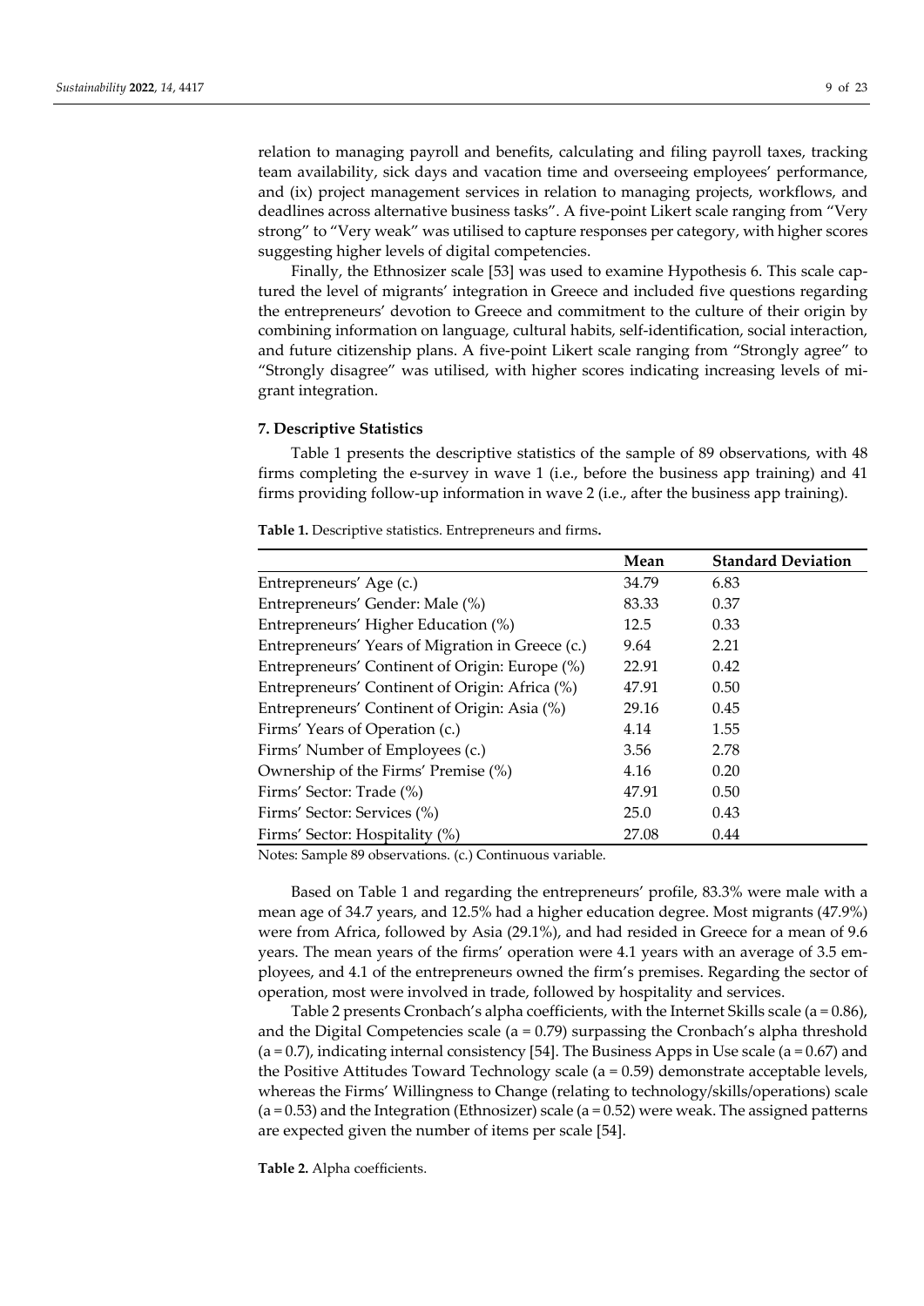relation to managing payroll and benefits, calculating and filing payroll taxes, tracking team availability, sick days and vacation time and overseeing employees' performance, and (ix) project management services in relation to managing projects, workflows, and deadlines across alternative business tasks". A five-point Likert scale ranging from "Very strong" to "Very weak" was utilised to capture responses per category, with higher scores suggesting higher levels of digital competencies.

Finally, the Ethnosizer scale [53] was used to examine Hypothesis 6. This scale captured the level of migrants' integration in Greece and included five questions regarding the entrepreneurs' devotion to Greece and commitment to the culture of their origin by combining information on language, cultural habits, self-identification, social interaction, and future citizenship plans. A five-point Likert scale ranging from "Strongly agree" to "Strongly disagree" was utilised, with higher scores indicating increasing levels of migrant integration.

## 7. Descriptive Statistics

Table 1 presents the descriptive statistics of the sample of 89 observations, with 48 firms completing the e-survey in wave 1 (i.e., before the business app training) and 41 firms providing follow-up information in wave 2 (i.e., after the business app training).

**Table 1.** Descriptive statistics. Entrepreneurs and firms**.**

| | Mean | Standard Deviation |
|---|---|---|
| Entrepreneurs' Age (c.) | 34.79 | 6.83 |
| Entrepreneurs' Gender: Male (%) | 83.33 | 0.37 |
| Entrepreneurs' Higher Education (%) | 12.5 | 0.33 |
| Entrepreneurs' Years of Migration in Greece (c.) | 9.64 | 2.21 |
| Entrepreneurs' Continent of Origin: Europe (%) | 22.91 | 0.42 |
| Entrepreneurs' Continent of Origin: Africa (%) | 47.91 | 0.50 |
| Entrepreneurs' Continent of Origin: Asia (%) | 29.16 | 0.45 |
| Firms' Years of Operation (c.) | 4.14 | 1.55 |
| Firms' Number of Employees (c.) | 3.56 | 2.78 |
| Ownership of the Firms' Premise (%) | 4.16 | 0.20 |
| Firms' Sector: Trade (%) | 47.91 | 0.50 |
| Firms' Sector: Services (%) | 25.0 | 0.43 |
| Firms' Sector: Hospitality (%) | 27.08 | 0.44 |

Notes: Sample 89 observations. (c.) Continuous variable.

Based on Table 1 and regarding the entrepreneurs' profile, 83.3% were male with a mean age of 34.7 years, and 12.5% had a higher education degree. Most migrants (47.9%) were from Africa, followed by Asia (29.1%), and had resided in Greece for a mean of 9.6 years. The mean years of the firms' operation were 4.1 years with an average of 3.5 employees, and 4.1 of the entrepreneurs owned the firm's premises. Regarding the sector of operation, most were involved in trade, followed by hospitality and services.

Table 2 presents Cronbach's alpha coefficients, with the Internet Skills scale (a = 0.86), and the Digital Competencies scale (a = 0.79) surpassing the Cronbach's alpha threshold (a = 0.7), indicating internal consistency [54]. The Business Apps in Use scale (a = 0.67) and the Positive Attitudes Toward Technology scale (a = 0.59) demonstrate acceptable levels, whereas the Firms' Willingness to Change (relating to technology/skills/operations) scale (a = 0.53) and the Integration (Ethnosizer) scale (a = 0.52) were weak. The assigned patterns are expected given the number of items per scale [54].

**Table 2.** Alpha coefficients.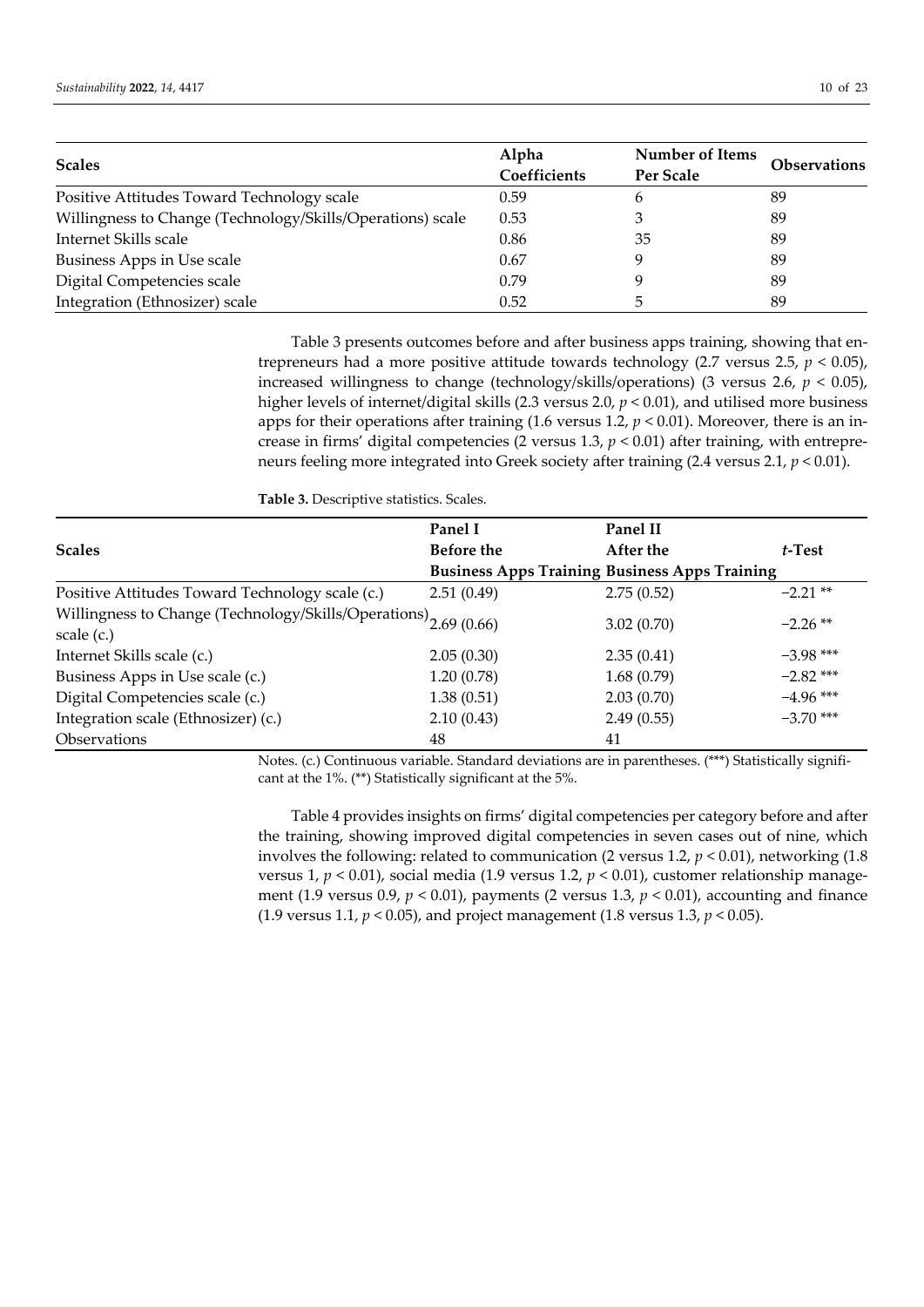| Scales | Alpha Coefficients | Number of Items Per Scale | Observations |
| --- | --- | --- | --- |
| Positive Attitudes Toward Technology scale | 0.59 | 6 | 89 |
| Willingness to Change (Technology/Skills/Operations) scale | 0.53 | 3 | 89 |
| Internet Skills scale | 0.86 | 35 | 89 |
| Business Apps in Use scale | 0.67 | 9 | 89 |
| Digital Competencies scale | 0.79 | 9 | 89 |
| Integration (Ethnosizer) scale | 0.52 | 5 | 89 |

Table 3 presents outcomes before and after business apps training, showing that entrepreneurs had a more positive attitude towards technology (2.7 versus 2.5, $p < 0.05$), increased willingness to change (technology/skills/operations) (3 versus 2.6, $p < 0.05$), higher levels of internet/digital skills (2.3 versus 2.0, $p < 0.01$), and utilised more business apps for their operations after training (1.6 versus 1.2, $p < 0.01$). Moreover, there is an increase in firms' digital competencies (2 versus 1.3, $p < 0.01$) after training, with entrepreneurs feeling more integrated into Greek society after training (2.4 versus 2.1, $p < 0.01$).

**Table 3.** Descriptive statistics. Scales.

| Scales | Panel I Before the Business Apps Training | Panel II After the Business Apps Training | *t*-Test |
| --- | --- | --- | --- |
| Positive Attitudes Toward Technology scale (c.) | 2.51 (0.49) | 2.75 (0.52) | −2.21 ** |
| Willingness to Change (Technology/Skills/Operations) scale (c.) | 2.69 (0.66) | 3.02 (0.70) | −2.26 ** |
| Internet Skills scale (c.) | 2.05 (0.30) | 2.35 (0.41) | −3.98 *** |
| Business Apps in Use scale (c.) | 1.20 (0.78) | 1.68 (0.79) | −2.82 *** |
| Digital Competencies scale (c.) | 1.38 (0.51) | 2.03 (0.70) | −4.96 *** |
| Integration scale (Ethnosizer) (c.) | 2.10 (0.43) | 2.49 (0.55) | −3.70 *** |
| Observations | 48 | 41 | |

Notes. (c.) Continuous variable. Standard deviations are in parentheses. (***) Statistically significant at the 1%. (**) Statistically significant at the 5%.

Table 4 provides insights on firms' digital competencies per category before and after the training, showing improved digital competencies in seven cases out of nine, which involves the following: related to communication (2 versus 1.2, $p < 0.01$), networking (1.8 versus 1, $p < 0.01$), social media (1.9 versus 1.2, $p < 0.01$), customer relationship management (1.9 versus 0.9, $p < 0.01$), payments (2 versus 1.3, $p < 0.01$), accounting and finance (1.9 versus 1.1, $p < 0.05$), and project management (1.8 versus 1.3, $p < 0.05$).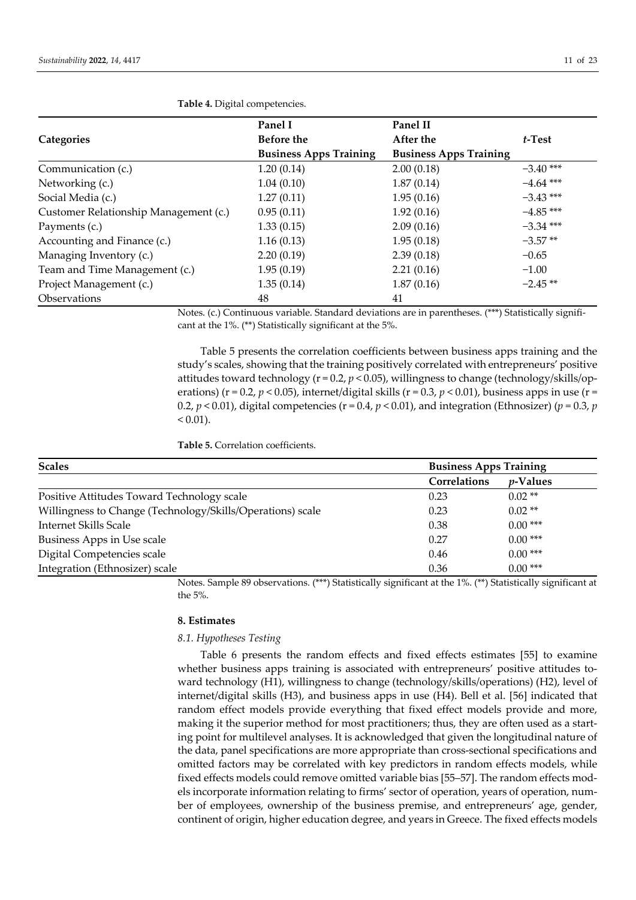**Table 4.** Digital competencies.

| Categories | Panel I Before the Business Apps Training | Panel II After the Business Apps Training | *t*-Test |
|---|---|---|---|
| Communication (c.) | 1.20 (0.14) | 2.00 (0.18) | −3.40 *** |
| Networking (c.) | 1.04 (0.10) | 1.87 (0.14) | −4.64 *** |
| Social Media (c.) | 1.27 (0.11) | 1.95 (0.16) | −3.43 *** |
| Customer Relationship Management (c.) | 0.95 (0.11) | 1.92 (0.16) | −4.85 *** |
| Payments (c.) | 1.33 (0.15) | 2.09 (0.16) | −3.34 *** |
| Accounting and Finance (c.) | 1.16 (0.13) | 1.95 (0.18) | −3.57 ** |
| Managing Inventory (c.) | 2.20 (0.19) | 2.39 (0.18) | −0.65 |
| Team and Time Management (c.) | 1.95 (0.19) | 2.21 (0.16) | −1.00 |
| Project Management (c.) | 1.35 (0.14) | 1.87 (0.16) | −2.45 ** |
| Observations | 48 | 41 | |

Notes. (c.) Continuous variable. Standard deviations are in parentheses. (***) Statistically significant at the 1%. (**) Statistically significant at the 5%.

Table 5 presents the correlation coefficients between business apps training and the study's scales, showing that the training positively correlated with entrepreneurs' positive attitudes toward technology ($r = 0.2$, $p < 0.05$), willingness to change (technology/skills/operations) ($r = 0.2$, $p < 0.05$), internet/digital skills ($r = 0.3$, $p < 0.01$), business apps in use ($r = 0.2$, $p < 0.01$), digital competencies ($r = 0.4$, $p < 0.01$), and integration (Ethnosizer) ($p = 0.3$, $p < 0.01$).

**Table 5.** Correlation coefficients.

| Scales | Business Apps Training | |
|---|---|---|
| | Correlations | *p*-Values |
| Positive Attitudes Toward Technology scale | 0.23 | 0.02 ** |
| Willingness to Change (Technology/Skills/Operations) scale | 0.23 | 0.02 ** |
| Internet Skills Scale | 0.38 | 0.00 *** |
| Business Apps in Use scale | 0.27 | 0.00 *** |
| Digital Competencies scale | 0.46 | 0.00 *** |
| Integration (Ethnosizer) scale | 0.36 | 0.00 *** |

Notes. Sample 89 observations. (***) Statistically significant at the 1%. (**) Statistically significant at the 5%.

## 8. Estimates

### *8.1. Hypotheses Testing*

Table 6 presents the random effects and fixed effects estimates [55] to examine whether business apps training is associated with entrepreneurs' positive attitudes toward technology (H1), willingness to change (technology/skills/operations) (H2), level of internet/digital skills (H3), and business apps in use (H4). Bell et al. [56] indicated that random effect models provide everything that fixed effect models provide and more, making it the superior method for most practitioners; thus, they are often used as a starting point for multilevel analyses. It is acknowledged that given the longitudinal nature of the data, panel specifications are more appropriate than cross-sectional specifications and omitted factors may be correlated with key predictors in random effects models, while fixed effects models could remove omitted variable bias [55–57]. The random effects models incorporate information relating to firms' sector of operation, years of operation, number of employees, ownership of the business premise, and entrepreneurs' age, gender, continent of origin, higher education degree, and years in Greece. The fixed effects models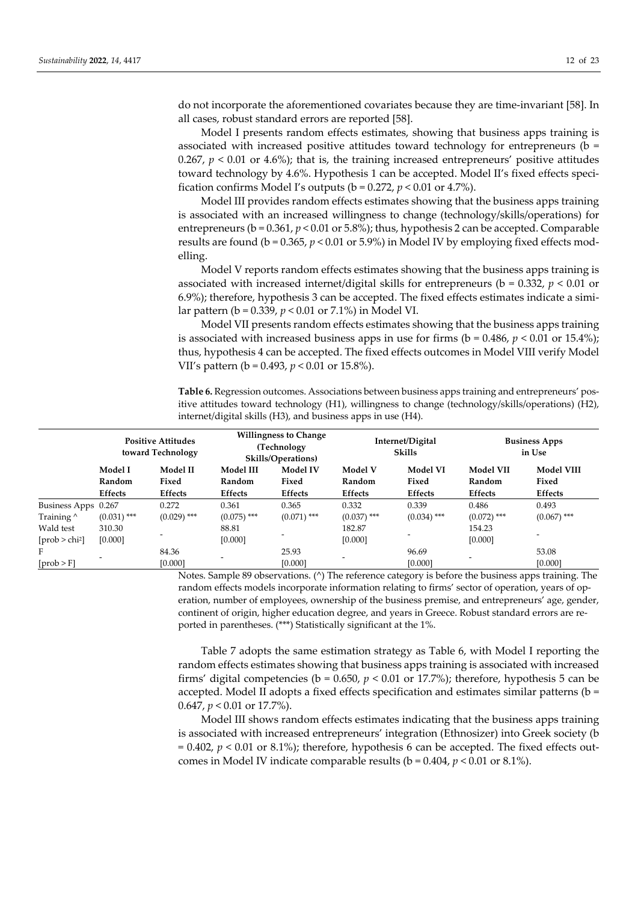do not incorporate the aforementioned covariates because they are time-invariant [58]. In all cases, robust standard errors are reported [58].

Model I presents random effects estimates, showing that business apps training is associated with increased positive attitudes toward technology for entrepreneurs (b = 0.267, $p < 0.01$ or 4.6%); that is, the training increased entrepreneurs' positive attitudes toward technology by 4.6%. Hypothesis 1 can be accepted. Model II's fixed effects specification confirms Model I's outputs (b = 0.272, $p < 0.01$ or 4.7%).

Model III provides random effects estimates showing that the business apps training is associated with an increased willingness to change (technology/skills/operations) for entrepreneurs (b = 0.361, $p < 0.01$ or 5.8%); thus, hypothesis 2 can be accepted. Comparable results are found (b = 0.365, $p < 0.01$ or 5.9%) in Model IV by employing fixed effects modelling.

Model V reports random effects estimates showing that the business apps training is associated with increased internet/digital skills for entrepreneurs (b = 0.332, $p < 0.01$ or 6.9%); therefore, hypothesis 3 can be accepted. The fixed effects estimates indicate a similar pattern (b = 0.339, $p < 0.01$ or 7.1%) in Model VI.

Model VII presents random effects estimates showing that the business apps training is associated with increased business apps in use for firms (b = 0.486, $p < 0.01$ or 15.4%); thus, hypothesis 4 can be accepted. The fixed effects outcomes in Model VIII verify Model VII's pattern (b = 0.493, $p < 0.01$ or 15.8%).

**Table 6.** Regression outcomes. Associations between business apps training and entrepreneurs' positive attitudes toward technology (H1), willingness to change (technology/skills/operations) (H2), internet/digital skills (H3), and business apps in use (H4).

| | **Positive Attitudes toward Technology** | | **Willingness to Change (Technology Skills/Operations)** | | **Internet/Digital Skills** | | **Business Apps in Use** | |
|---|---|---|---|---|---|---|---|---|
| | **Model I Random Effects** | **Model II Fixed Effects** | **Model III Random Effects** | **Model IV Fixed Effects** | **Model V Random Effects** | **Model VI Fixed Effects** | **Model VII Random Effects** | **Model VIII Fixed Effects** |
| Business Apps Training ^ | 0.267 (0.031) *** | 0.272 (0.029) *** | 0.361 (0.075) *** | 0.365 (0.071) *** | 0.332 (0.037) *** | 0.339 (0.034) *** | 0.486 (0.072) *** | 0.493 (0.067) *** |
| Wald test [prob > $chi^2$] | 310.30 [0.000] | - | 88.81 [0.000] | - | 182.87 [0.000] | - | 154.23 [0.000] | - |
| F [prob > F] | - | 84.36 [0.000] | - | 25.93 [0.000] | - | 96.69 [0.000] | - | 53.08 [0.000] |

Notes. Sample 89 observations. (^) The reference category is before the business apps training. The random effects models incorporate information relating to firms' sector of operation, years of operation, number of employees, ownership of the business premise, and entrepreneurs' age, gender, continent of origin, higher education degree, and years in Greece. Robust standard errors are reported in parentheses. (***) Statistically significant at the 1%.

Table 7 adopts the same estimation strategy as Table 6, with Model I reporting the random effects estimates showing that business apps training is associated with increased firms' digital competencies (b = 0.650, $p < 0.01$ or 17.7%); therefore, hypothesis 5 can be accepted. Model II adopts a fixed effects specification and estimates similar patterns (b = 0.647, $p < 0.01$ or 17.7%).

Model III shows random effects estimates indicating that the business apps training is associated with increased entrepreneurs' integration (Ethnosizer) into Greek society (b = 0.402, $p < 0.01$ or 8.1%); therefore, hypothesis 6 can be accepted. The fixed effects outcomes in Model IV indicate comparable results (b = 0.404, $p < 0.01$ or 8.1%).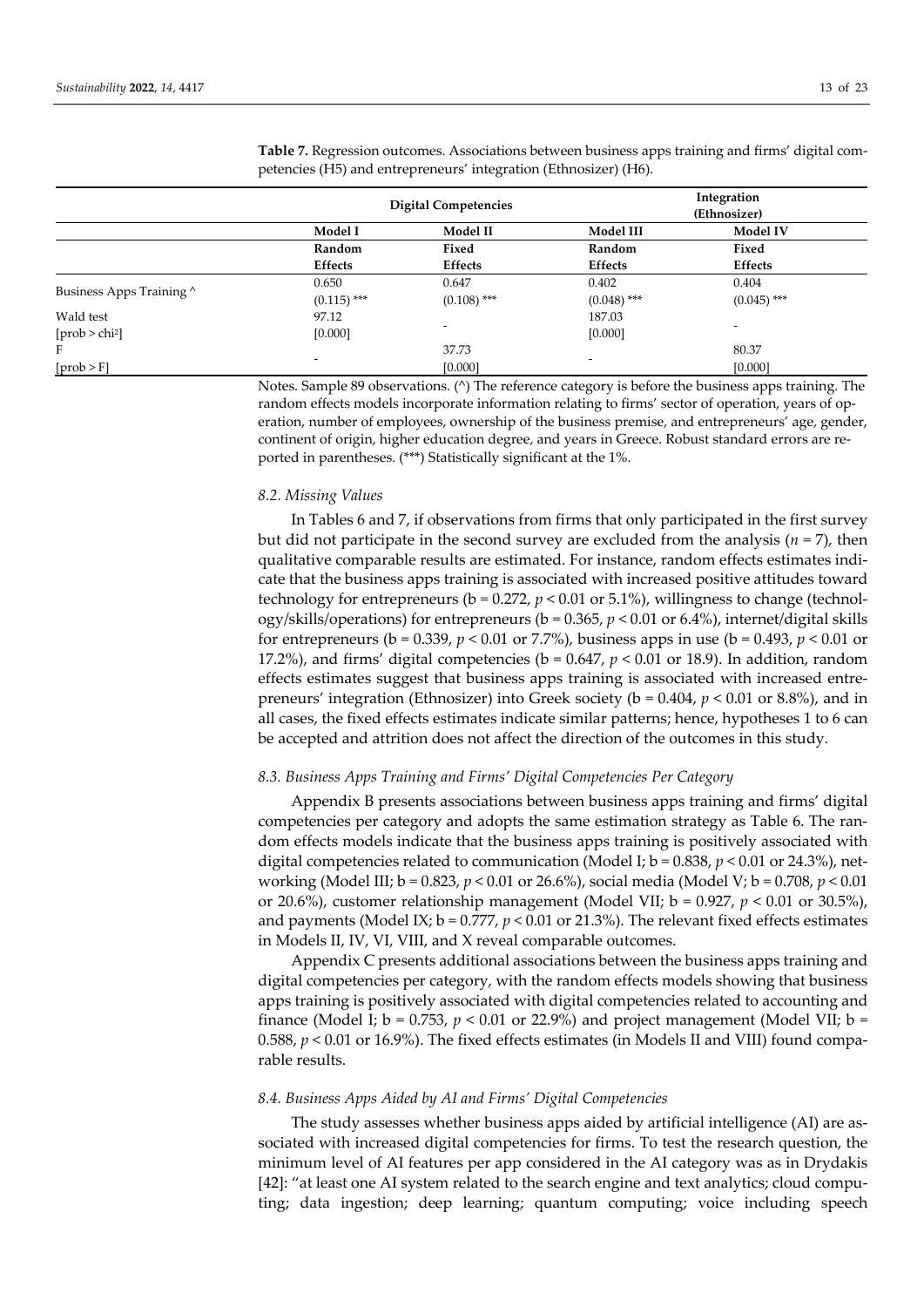**Table 7.** Regression outcomes. Associations between business apps training and firms' digital competencies (H5) and entrepreneurs' integration (Ethnosizer) (H6).

| | Digital Competencies | | Integration (Ethnosizer) | |
|---|---|---|---|---|
| | Model I | Model II | Model III | Model IV |
| | Random Effects | Fixed Effects | Random Effects | Fixed Effects |
| Business Apps Training ^ | 0.650 (0.115) *** | 0.647 (0.108) *** | 0.402 (0.048) *** | 0.404 (0.045) *** |
| Wald test [prob > chi²] | 97.12 [0.000] | - | 187.03 [0.000] | - |
| F [prob > F] | - | 37.73 [0.000] | - | 80.37 [0.000] |

Notes. Sample 89 observations. (^) The reference category is before the business apps training. The random effects models incorporate information relating to firms' sector of operation, years of operation, number of employees, ownership of the business premise, and entrepreneurs' age, gender, continent of origin, higher education degree, and years in Greece. Robust standard errors are reported in parentheses. (***) Statistically significant at the 1%.

### 8.2. Missing Values

In Tables 6 and 7, if observations from firms that only participated in the first survey but did not participate in the second survey are excluded from the analysis ($n = 7$), then qualitative comparable results are estimated. For instance, random effects estimates indicate that the business apps training is associated with increased positive attitudes toward technology for entrepreneurs (b = 0.272, $p < 0.01$ or 5.1%), willingness to change (technology/skills/operations) for entrepreneurs (b = 0.365, $p < 0.01$ or 6.4%), internet/digital skills for entrepreneurs (b = 0.339, $p < 0.01$ or 7.7%), business apps in use (b = 0.493, $p < 0.01$ or 17.2%), and firms' digital competencies (b = 0.647, $p < 0.01$ or 18.9). In addition, random effects estimates suggest that business apps training is associated with increased entrepreneurs' integration (Ethnosizer) into Greek society (b = 0.404, $p < 0.01$ or 8.8%), and in all cases, the fixed effects estimates indicate similar patterns; hence, hypotheses 1 to 6 can be accepted and attrition does not affect the direction of the outcomes in this study.

### 8.3. Business Apps Training and Firms' Digital Competencies Per Category

Appendix B presents associations between business apps training and firms' digital competencies per category and adopts the same estimation strategy as Table 6. The random effects models indicate that the business apps training is positively associated with digital competencies related to communication (Model I; b = 0.838, $p < 0.01$ or 24.3%), networking (Model III; b = 0.823, $p < 0.01$ or 26.6%), social media (Model V; b = 0.708, $p < 0.01$ or 20.6%), customer relationship management (Model VII; b = 0.927, $p < 0.01$ or 30.5%), and payments (Model IX; b = 0.777, $p < 0.01$ or 21.3%). The relevant fixed effects estimates in Models II, IV, VI, VIII, and X reveal comparable outcomes.

Appendix C presents additional associations between the business apps training and digital competencies per category, with the random effects models showing that business apps training is positively associated with digital competencies related to accounting and finance (Model I; b = 0.753, $p < 0.01$ or 22.9%) and project management (Model VII; b = 0.588, $p < 0.01$ or 16.9%). The fixed effects estimates (in Models II and VIII) found comparable results.

### 8.4. Business Apps Aided by AI and Firms' Digital Competencies

The study assesses whether business apps aided by artificial intelligence (AI) are associated with increased digital competencies for firms. To test the research question, the minimum level of AI features per app considered in the AI category was as in Drydakis [42]: "at least one AI system related to the search engine and text analytics; cloud computing; data ingestion; deep learning; quantum computing; voice including speech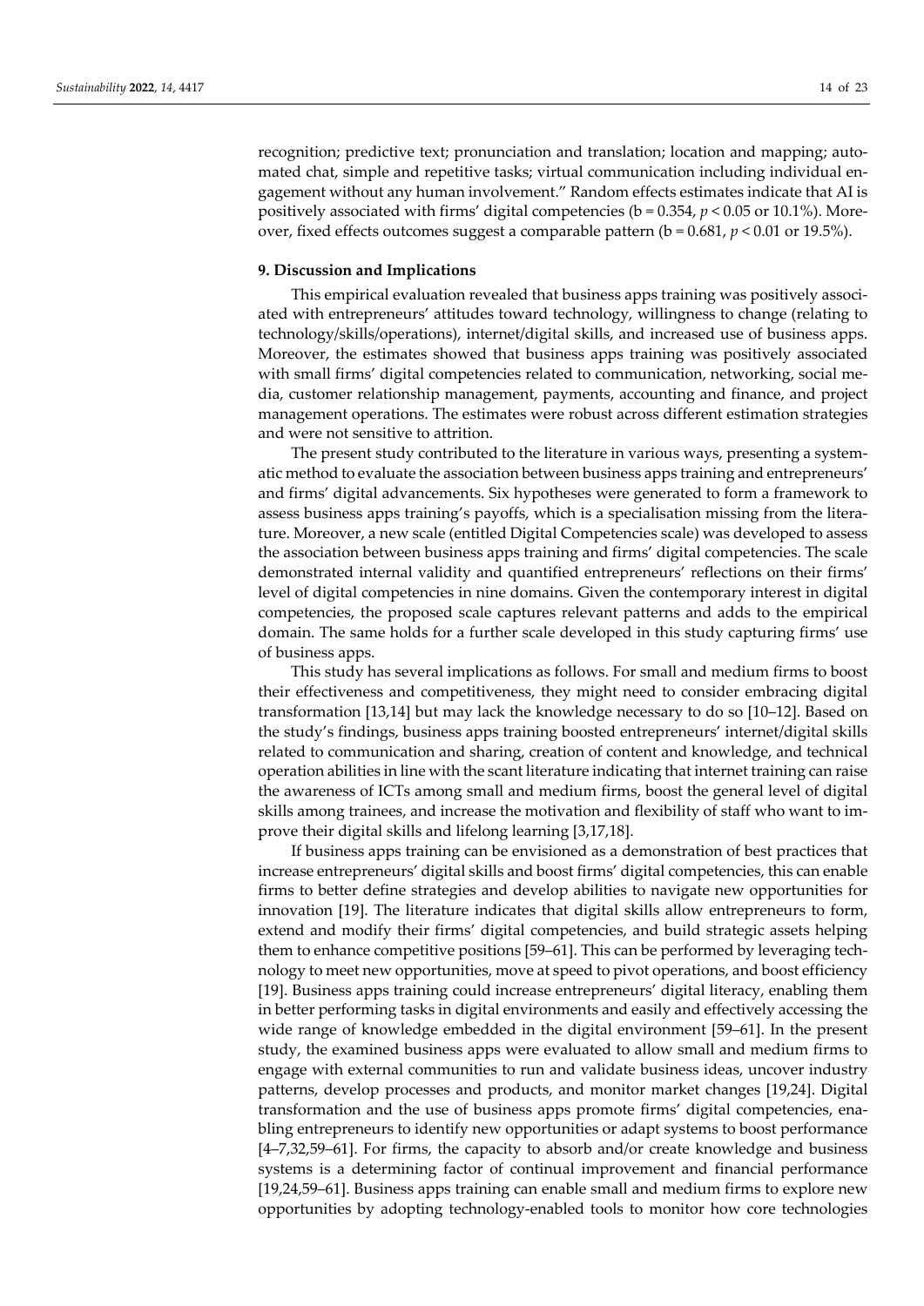recognition; predictive text; pronunciation and translation; location and mapping; automated chat, simple and repetitive tasks; virtual communication including individual engagement without any human involvement." Random effects estimates indicate that AI is positively associated with firms' digital competencies ($b = 0.354$, $p < 0.05$ or 10.1%). Moreover, fixed effects outcomes suggest a comparable pattern ($b = 0.681$, $p < 0.01$ or 19.5%).

## 9. Discussion and Implications

This empirical evaluation revealed that business apps training was positively associated with entrepreneurs' attitudes toward technology, willingness to change (relating to technology/skills/operations), internet/digital skills, and increased use of business apps. Moreover, the estimates showed that business apps training was positively associated with small firms' digital competencies related to communication, networking, social media, customer relationship management, payments, accounting and finance, and project management operations. The estimates were robust across different estimation strategies and were not sensitive to attrition.

The present study contributed to the literature in various ways, presenting a systematic method to evaluate the association between business apps training and entrepreneurs' and firms' digital advancements. Six hypotheses were generated to form a framework to assess business apps training's payoffs, which is a specialisation missing from the literature. Moreover, a new scale (entitled Digital Competencies scale) was developed to assess the association between business apps training and firms' digital competencies. The scale demonstrated internal validity and quantified entrepreneurs' reflections on their firms' level of digital competencies in nine domains. Given the contemporary interest in digital competencies, the proposed scale captures relevant patterns and adds to the empirical domain. The same holds for a further scale developed in this study capturing firms' use of business apps.

This study has several implications as follows. For small and medium firms to boost their effectiveness and competitiveness, they might need to consider embracing digital transformation [13,14] but may lack the knowledge necessary to do so [10–12]. Based on the study's findings, business apps training boosted entrepreneurs' internet/digital skills related to communication and sharing, creation of content and knowledge, and technical operation abilities in line with the scant literature indicating that internet training can raise the awareness of ICTs among small and medium firms, boost the general level of digital skills among trainees, and increase the motivation and flexibility of staff who want to improve their digital skills and lifelong learning [3,17,18].

If business apps training can be envisioned as a demonstration of best practices that increase entrepreneurs' digital skills and boost firms' digital competencies, this can enable firms to better define strategies and develop abilities to navigate new opportunities for innovation [19]. The literature indicates that digital skills allow entrepreneurs to form, extend and modify their firms' digital competencies, and build strategic assets helping them to enhance competitive positions [59–61]. This can be performed by leveraging technology to meet new opportunities, move at speed to pivot operations, and boost efficiency [19]. Business apps training could increase entrepreneurs' digital literacy, enabling them in better performing tasks in digital environments and easily and effectively accessing the wide range of knowledge embedded in the digital environment [59–61]. In the present study, the examined business apps were evaluated to allow small and medium firms to engage with external communities to run and validate business ideas, uncover industry patterns, develop processes and products, and monitor market changes [19,24]. Digital transformation and the use of business apps promote firms' digital competencies, enabling entrepreneurs to identify new opportunities or adapt systems to boost performance [4–7,32,59–61]. For firms, the capacity to absorb and/or create knowledge and business systems is a determining factor of continual improvement and financial performance [19,24,59–61]. Business apps training can enable small and medium firms to explore new opportunities by adopting technology-enabled tools to monitor how core technologies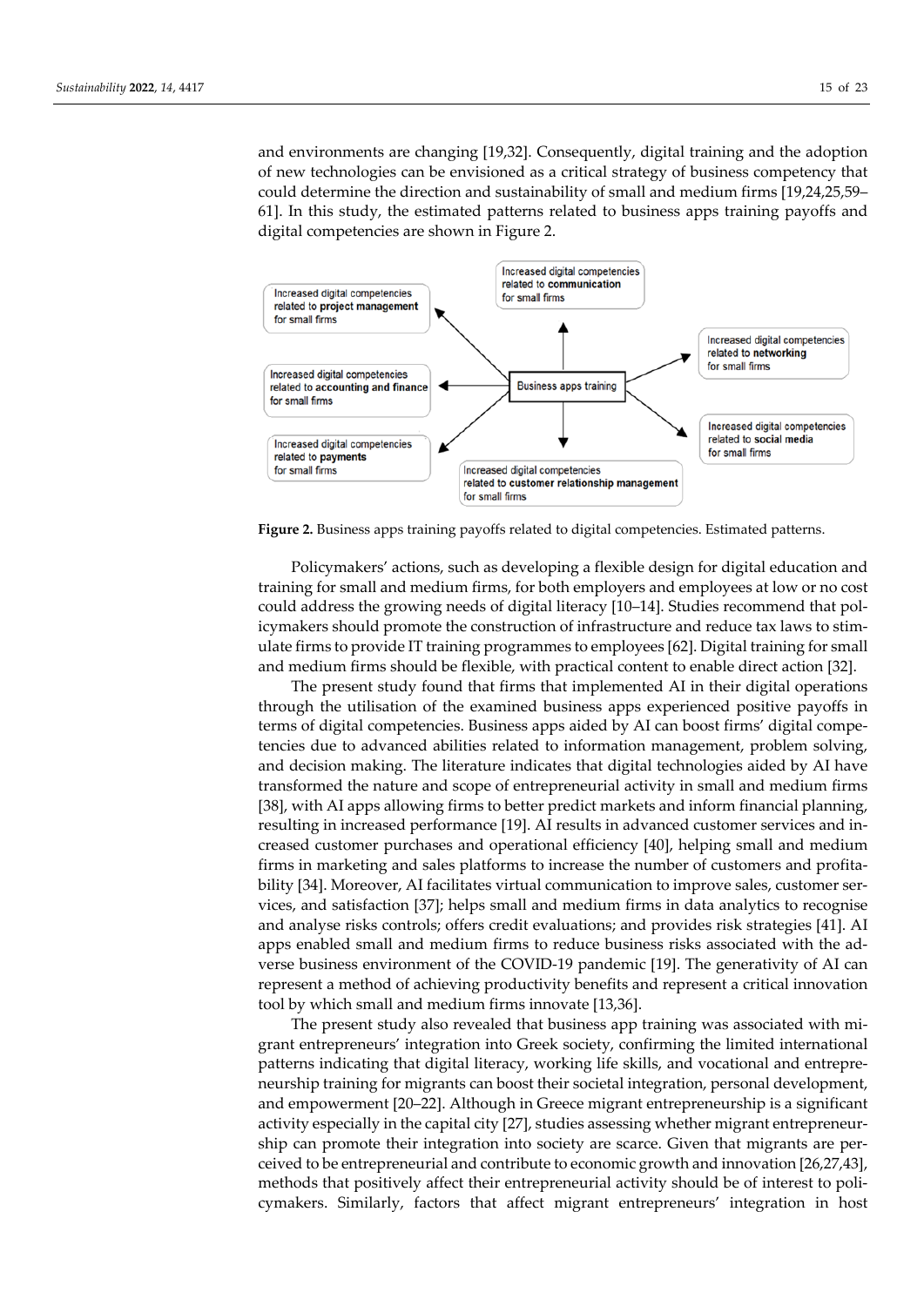and environments are changing [19,32]. Consequently, digital training and the adoption of new technologies can be envisioned as a critical strategy of business competency that could determine the direction and sustainability of small and medium firms [19,24,25,59–61]. In this study, the estimated patterns related to business apps training payoffs and digital competencies are shown in Figure 2.

**Figure 2.** Business apps training payoffs related to digital competencies. Estimated patterns.

Policymakers' actions, such as developing a flexible design for digital education and training for small and medium firms, for both employers and employees at low or no cost could address the growing needs of digital literacy [10–14]. Studies recommend that policymakers should promote the construction of infrastructure and reduce tax laws to stimulate firms to provide IT training programmes to employees [62]. Digital training for small and medium firms should be flexible, with practical content to enable direct action [32].

The present study found that firms that implemented AI in their digital operations through the utilisation of the examined business apps experienced positive payoffs in terms of digital competencies. Business apps aided by AI can boost firms' digital competencies due to advanced abilities related to information management, problem solving, and decision making. The literature indicates that digital technologies aided by AI have transformed the nature and scope of entrepreneurial activity in small and medium firms [38], with AI apps allowing firms to better predict markets and inform financial planning, resulting in increased performance [19]. AI results in advanced customer services and increased customer purchases and operational efficiency [40], helping small and medium firms in marketing and sales platforms to increase the number of customers and profitability [34]. Moreover, AI facilitates virtual communication to improve sales, customer services, and satisfaction [37]; helps small and medium firms in data analytics to recognise and analyse risks controls; offers credit evaluations; and provides risk strategies [41]. AI apps enabled small and medium firms to reduce business risks associated with the adverse business environment of the COVID-19 pandemic [19]. The generativity of AI can represent a method of achieving productivity benefits and represent a critical innovation tool by which small and medium firms innovate [13,36].

The present study also revealed that business app training was associated with migrant entrepreneurs' integration into Greek society, confirming the limited international patterns indicating that digital literacy, working life skills, and vocational and entrepreneurship training for migrants can boost their societal integration, personal development, and empowerment [20–22]. Although in Greece migrant entrepreneurship is a significant activity especially in the capital city [27], studies assessing whether migrant entrepreneurship can promote their integration into society are scarce. Given that migrants are perceived to be entrepreneurial and contribute to economic growth and innovation [26,27,43], methods that positively affect their entrepreneurial activity should be of interest to policymakers. Similarly, factors that affect migrant entrepreneurs' integration in host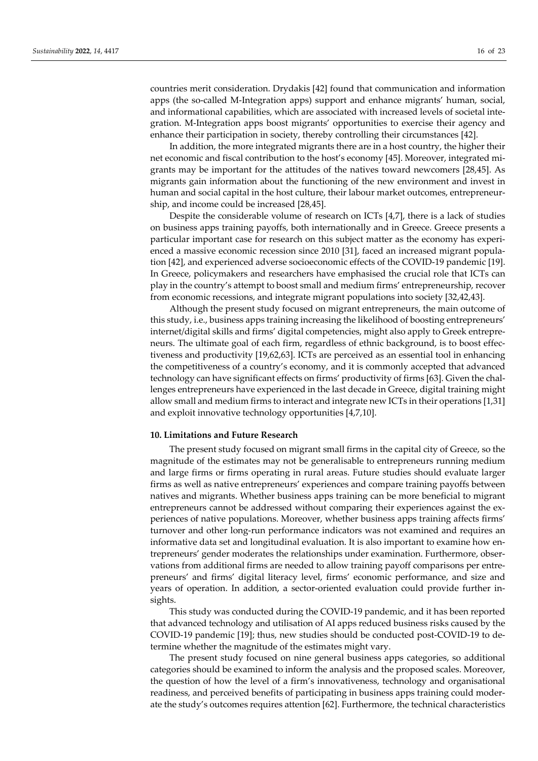countries merit consideration. Drydakis [42] found that communication and information apps (the so-called M-Integration apps) support and enhance migrants' human, social, and informational capabilities, which are associated with increased levels of societal integration. M-Integration apps boost migrants' opportunities to exercise their agency and enhance their participation in society, thereby controlling their circumstances [42].

In addition, the more integrated migrants there are in a host country, the higher their net economic and fiscal contribution to the host's economy [45]. Moreover, integrated migrants may be important for the attitudes of the natives toward newcomers [28,45]. As migrants gain information about the functioning of the new environment and invest in human and social capital in the host culture, their labour market outcomes, entrepreneurship, and income could be increased [28,45].

Despite the considerable volume of research on ICTs [4,7], there is a lack of studies on business apps training payoffs, both internationally and in Greece. Greece presents a particular important case for research on this subject matter as the economy has experienced a massive economic recession since 2010 [31], faced an increased migrant population [42], and experienced adverse socioeconomic effects of the COVID-19 pandemic [19]. In Greece, policymakers and researchers have emphasised the crucial role that ICTs can play in the country's attempt to boost small and medium firms' entrepreneurship, recover from economic recessions, and integrate migrant populations into society [32,42,43].

Although the present study focused on migrant entrepreneurs, the main outcome of this study, i.e., business apps training increasing the likelihood of boosting entrepreneurs' internet/digital skills and firms' digital competencies, might also apply to Greek entrepreneurs. The ultimate goal of each firm, regardless of ethnic background, is to boost effectiveness and productivity [19,62,63]. ICTs are perceived as an essential tool in enhancing the competitiveness of a country's economy, and it is commonly accepted that advanced technology can have significant effects on firms' productivity of firms [63]. Given the challenges entrepreneurs have experienced in the last decade in Greece, digital training might allow small and medium firms to interact and integrate new ICTs in their operations [1,31] and exploit innovative technology opportunities [4,7,10].

## 10. Limitations and Future Research

The present study focused on migrant small firms in the capital city of Greece, so the magnitude of the estimates may not be generalisable to entrepreneurs running medium and large firms or firms operating in rural areas. Future studies should evaluate larger firms as well as native entrepreneurs' experiences and compare training payoffs between natives and migrants. Whether business apps training can be more beneficial to migrant entrepreneurs cannot be addressed without comparing their experiences against the experiences of native populations. Moreover, whether business apps training affects firms' turnover and other long-run performance indicators was not examined and requires an informative data set and longitudinal evaluation. It is also important to examine how entrepreneurs' gender moderates the relationships under examination. Furthermore, observations from additional firms are needed to allow training payoff comparisons per entrepreneurs' and firms' digital literacy level, firms' economic performance, and size and years of operation. In addition, a sector-oriented evaluation could provide further insights.

This study was conducted during the COVID-19 pandemic, and it has been reported that advanced technology and utilisation of AI apps reduced business risks caused by the COVID-19 pandemic [19]; thus, new studies should be conducted post-COVID-19 to determine whether the magnitude of the estimates might vary.

The present study focused on nine general business apps categories, so additional categories should be examined to inform the analysis and the proposed scales. Moreover, the question of how the level of a firm's innovativeness, technology and organisational readiness, and perceived benefits of participating in business apps training could moderate the study's outcomes requires attention [62]. Furthermore, the technical characteristics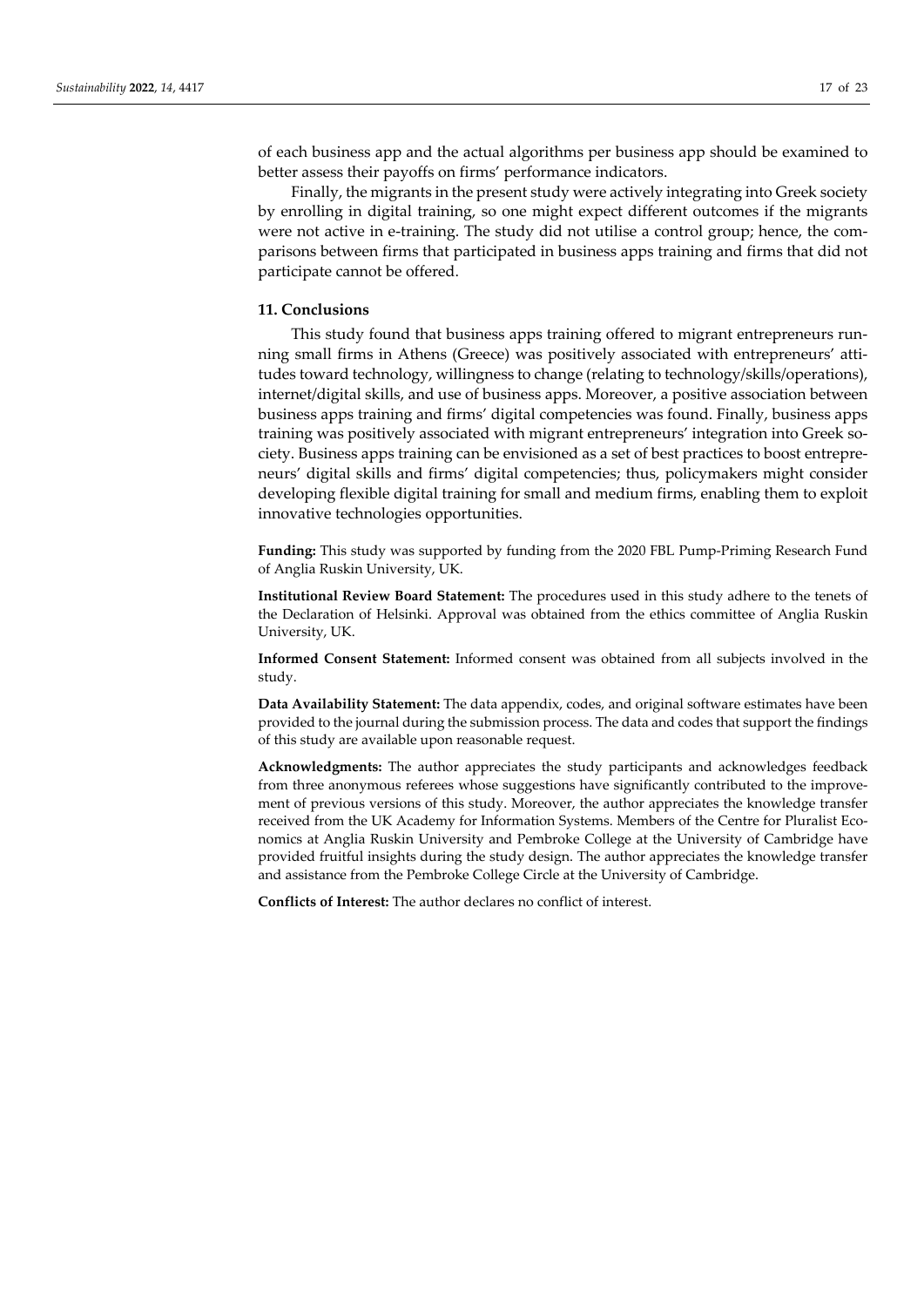of each business app and the actual algorithms per business app should be examined to better assess their payoffs on firms' performance indicators.

Finally, the migrants in the present study were actively integrating into Greek society by enrolling in digital training, so one might expect different outcomes if the migrants were not active in e-training. The study did not utilise a control group; hence, the comparisons between firms that participated in business apps training and firms that did not participate cannot be offered.

## 11. Conclusions

This study found that business apps training offered to migrant entrepreneurs running small firms in Athens (Greece) was positively associated with entrepreneurs' attitudes toward technology, willingness to change (relating to technology/skills/operations), internet/digital skills, and use of business apps. Moreover, a positive association between business apps training and firms' digital competencies was found. Finally, business apps training was positively associated with migrant entrepreneurs' integration into Greek society. Business apps training can be envisioned as a set of best practices to boost entrepreneurs' digital skills and firms' digital competencies; thus, policymakers might consider developing flexible digital training for small and medium firms, enabling them to exploit innovative technologies opportunities.

**Funding:** This study was supported by funding from the 2020 FBL Pump-Priming Research Fund of Anglia Ruskin University, UK.

**Institutional Review Board Statement:** The procedures used in this study adhere to the tenets of the Declaration of Helsinki. Approval was obtained from the ethics committee of Anglia Ruskin University, UK.

**Informed Consent Statement:** Informed consent was obtained from all subjects involved in the study.

**Data Availability Statement:** The data appendix, codes, and original software estimates have been provided to the journal during the submission process. The data and codes that support the findings of this study are available upon reasonable request.

**Acknowledgments:** The author appreciates the study participants and acknowledges feedback from three anonymous referees whose suggestions have significantly contributed to the improvement of previous versions of this study. Moreover, the author appreciates the knowledge transfer received from the UK Academy for Information Systems. Members of the Centre for Pluralist Economics at Anglia Ruskin University and Pembroke College at the University of Cambridge have provided fruitful insights during the study design. The author appreciates the knowledge transfer and assistance from the Pembroke College Circle at the University of Cambridge.

**Conflicts of Interest:** The author declares no conflict of interest.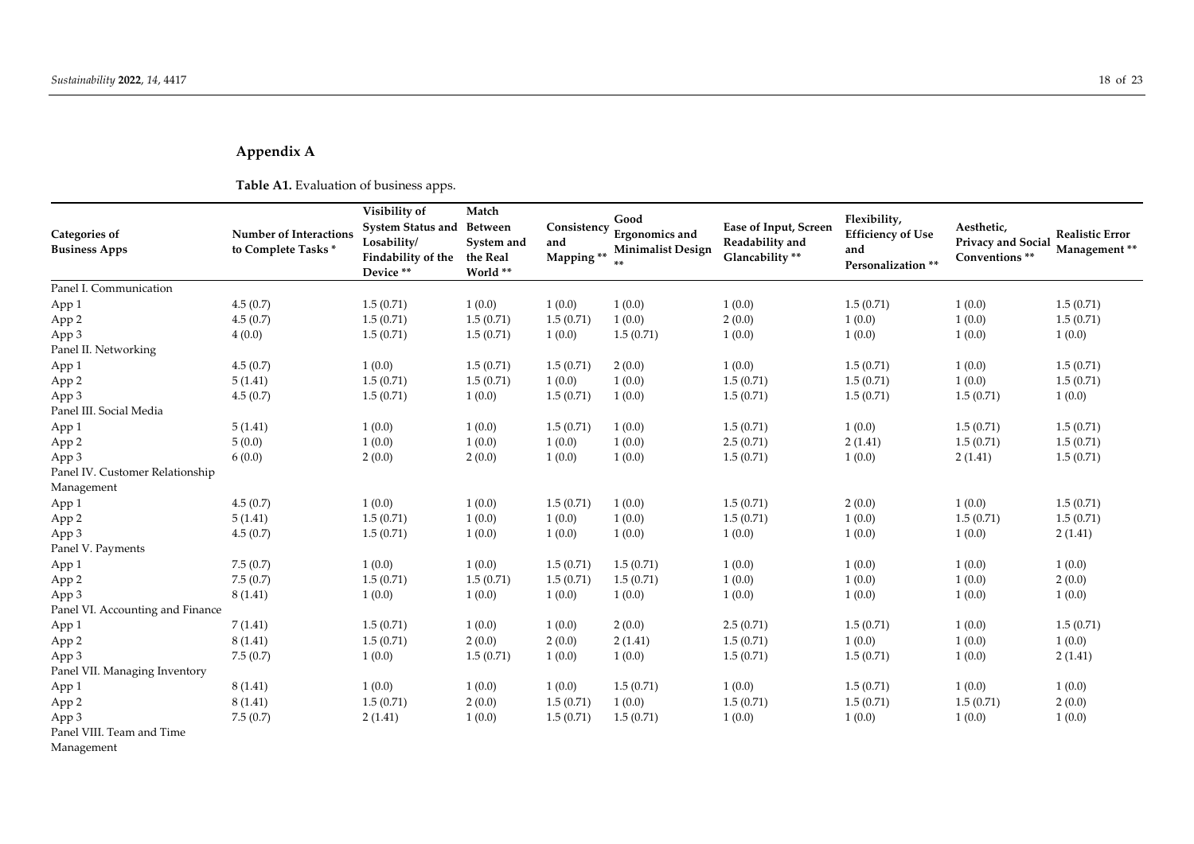## Appendix A

**Table A1.** Evaluation of business apps.

| Categories of Business Apps | Number of Interactions to Complete Tasks * | Visibility of System Status and Losability/ Findability of the Device ** | Match Between System and the Real World ** | Consistency and Mapping ** | Good Ergonomics and Minimalist Design ** | Ease of Input, Screen Readability and Glancability ** | Flexibility, Efficiency of Use and Personalization ** | Aesthetic, Privacy and Social Conventions ** | Realistic Error Management ** |
|---|---|---|---|---|---|---|---|---|---|
| Panel I. Communication | | | | | | | | | |
| App 1 | 4.5 (0.7) | 1.5 (0.71) | 1 (0.0) | 1 (0.0) | 1 (0.0) | 1 (0.0) | 1.5 (0.71) | 1 (0.0) | 1.5 (0.71) |
| App 2 | 4.5 (0.7) | 1.5 (0.71) | 1.5 (0.71) | 1.5 (0.71) | 1 (0.0) | 2 (0.0) | 1 (0.0) | 1 (0.0) | 1.5 (0.71) |
| App 3 | 4 (0.0) | 1.5 (0.71) | 1.5 (0.71) | 1 (0.0) | 1.5 (0.71) | 1 (0.0) | 1 (0.0) | 1 (0.0) | 1 (0.0) |
| Panel II. Networking | | | | | | | | | |
| App 1 | 4.5 (0.7) | 1 (0.0) | 1.5 (0.71) | 1.5 (0.71) | 2 (0.0) | 1 (0.0) | 1.5 (0.71) | 1 (0.0) | 1.5 (0.71) |
| App 2 | 5 (1.41) | 1.5 (0.71) | 1.5 (0.71) | 1 (0.0) | 1 (0.0) | 1.5 (0.71) | 1.5 (0.71) | 1 (0.0) | 1.5 (0.71) |
| App 3 | 4.5 (0.7) | 1.5 (0.71) | 1 (0.0) | 1.5 (0.71) | 1 (0.0) | 1.5 (0.71) | 1.5 (0.71) | 1.5 (0.71) | 1 (0.0) |
| Panel III. Social Media | | | | | | | | | |
| App 1 | 5 (1.41) | 1 (0.0) | 1 (0.0) | 1.5 (0.71) | 1 (0.0) | 1.5 (0.71) | 1 (0.0) | 1.5 (0.71) | 1.5 (0.71) |
| App 2 | 5 (0.0) | 1 (0.0) | 1 (0.0) | 1 (0.0) | 1 (0.0) | 2.5 (0.71) | 2 (1.41) | 1.5 (0.71) | 1.5 (0.71) |
| App 3 | 6 (0.0) | 2 (0.0) | 2 (0.0) | 1 (0.0) | 1 (0.0) | 1.5 (0.71) | 1 (0.0) | 2 (1.41) | 1.5 (0.71) |
| Panel IV. Customer Relationship Management | | | | | | | | | |
| App 1 | 4.5 (0.7) | 1 (0.0) | 1 (0.0) | 1.5 (0.71) | 1 (0.0) | 1.5 (0.71) | 2 (0.0) | 1 (0.0) | 1.5 (0.71) |
| App 2 | 5 (1.41) | 1.5 (0.71) | 1 (0.0) | 1 (0.0) | 1 (0.0) | 1.5 (0.71) | 1 (0.0) | 1.5 (0.71) | 1.5 (0.71) |
| App 3 | 4.5 (0.7) | 1.5 (0.71) | 1 (0.0) | 1 (0.0) | 1 (0.0) | 1 (0.0) | 1 (0.0) | 1 (0.0) | 2 (1.41) |
| Panel V. Payments | | | | | | | | | |
| App 1 | 7.5 (0.7) | 1 (0.0) | 1 (0.0) | 1.5 (0.71) | 1.5 (0.71) | 1 (0.0) | 1 (0.0) | 1 (0.0) | 1 (0.0) |
| App 2 | 7.5 (0.7) | 1.5 (0.71) | 1.5 (0.71) | 1.5 (0.71) | 1.5 (0.71) | 1 (0.0) | 1 (0.0) | 1 (0.0) | 2 (0.0) |
| App 3 | 8 (1.41) | 1 (0.0) | 1 (0.0) | 1 (0.0) | 1 (0.0) | 1 (0.0) | 1 (0.0) | 1 (0.0) | 1 (0.0) |
| Panel VI. Accounting and Finance | | | | | | | | | |
| App 1 | 7 (1.41) | 1.5 (0.71) | 1 (0.0) | 1 (0.0) | 2 (0.0) | 2.5 (0.71) | 1.5 (0.71) | 1 (0.0) | 1.5 (0.71) |
| App 2 | 8 (1.41) | 1.5 (0.71) | 2 (0.0) | 2 (0.0) | 2 (1.41) | 1.5 (0.71) | 1 (0.0) | 1 (0.0) | 1 (0.0) |
| App 3 | 7.5 (0.7) | 1 (0.0) | 1.5 (0.71) | 1 (0.0) | 1 (0.0) | 1.5 (0.71) | 1.5 (0.71) | 1 (0.0) | 2 (1.41) |
| Panel VII. Managing Inventory | | | | | | | | | |
| App 1 | 8 (1.41) | 1 (0.0) | 1 (0.0) | 1 (0.0) | 1.5 (0.71) | 1 (0.0) | 1.5 (0.71) | 1 (0.0) | 1 (0.0) |
| App 2 | 8 (1.41) | 1.5 (0.71) | 2 (0.0) | 1.5 (0.71) | 1 (0.0) | 1.5 (0.71) | 1.5 (0.71) | 1.5 (0.71) | 2 (0.0) |
| App 3 | 7.5 (0.7) | 2 (1.41) | 1 (0.0) | 1.5 (0.71) | 1.5 (0.71) | 1 (0.0) | 1 (0.0) | 1 (0.0) | 1 (0.0) |
| Panel VIII. Team and Time Management | | | | | | | | | |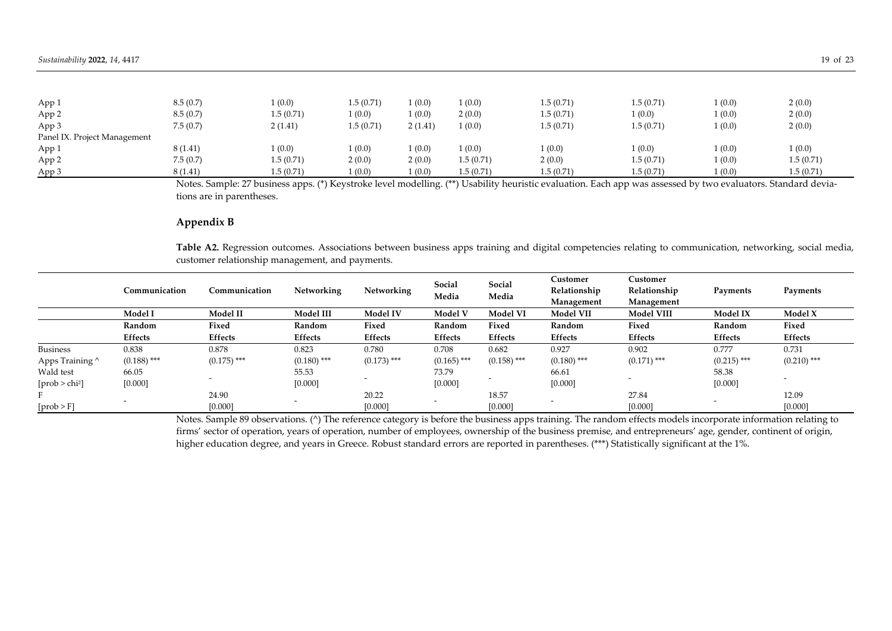| | | | | | | | | | |
|---|---|---|---|---|---|---|---|---|---|
| App 1 | 8.5 (0.7) | 1 (0.0) | 1.5 (0.71) | 1 (0.0) | 1 (0.0) | 1.5 (0.71) | 1.5 (0.71) | 1 (0.0) | 2 (0.0) |
| App 2 | 8.5 (0.7) | 1.5 (0.71) | 1 (0.0) | 1 (0.0) | 2 (0.0) | 1.5 (0.71) | 1 (0.0) | 1 (0.0) | 2 (0.0) |
| App 3 | 7.5 (0.7) | 2 (1.41) | 1.5 (0.71) | 2 (1.41) | 1 (0.0) | 1.5 (0.71) | 1.5 (0.71) | 1 (0.0) | 2 (0.0) |
| Panel IX. Project Management | | | | | | | | | |
| App 1 | 8 (1.41) | 1 (0.0) | 1 (0.0) | 1 (0.0) | 1 (0.0) | 1 (0.0) | 1 (0.0) | 1 (0.0) | 1 (0.0) |
| App 2 | 7.5 (0.7) | 1.5 (0.71) | 2 (0.0) | 2 (0.0) | 1.5 (0.71) | 2 (0.0) | 1.5 (0.71) | 1 (0.0) | 1.5 (0.71) |
| App 3 | 8 (1.41) | 1.5 (0.71) | 1 (0.0) | 1 (0.0) | 1.5 (0.71) | 1.5 (0.71) | 1.5 (0.71) | 1 (0.0) | 1.5 (0.71) |

Notes. Sample: 27 business apps. (*) Keystroke level modelling. (**) Usability heuristic evaluation. Each app was assessed by two evaluators. Standard deviations are in parentheses.

## Appendix B

**Table A2.** Regression outcomes. Associations between business apps training and digital competencies relating to communication, networking, social media, customer relationship management, and payments.

| | Communication | Communication | Networking | Networking | Social Media | Social Media | Customer Relationship Management | Customer Relationship Management | Payments | Payments |
|---|---|---|---|---|---|---|---|---|---|---|
| | **Model I** | **Model II** | **Model III** | **Model IV** | **Model V** | **Model VI** | **Model VII** | **Model VIII** | **Model IX** | **Model X** |
| | **Random Effects** | **Fixed Effects** | **Random Effects** | **Fixed Effects** | **Random Effects** | **Fixed Effects** | **Random Effects** | **Fixed Effects** | **Random Effects** | **Fixed Effects** |
| Business Apps Training ^ | 0.838 (0.188) *** | 0.878 (0.175) *** | 0.823 (0.180) *** | 0.780 (0.173) *** | 0.708 (0.165) *** | 0.682 (0.158) *** | 0.927 (0.180) *** | 0.902 (0.171) *** | 0.777 (0.215) *** | 0.731 (0.210) *** |
| Wald test [prob > chi²] | 66.05 [0.000] | - | 55.53 [0.000] | - | 73.79 [0.000] | - | 66.61 [0.000] | - | 58.38 [0.000] | - |
| F [prob > F] | - | 24.90 [0.000] | - | 20.22 [0.000] | - | 18.57 [0.000] | - | 27.84 [0.000] | - | 12.09 [0.000] |

Notes. Sample 89 observations. (^) The reference category is before the business apps training. The random effects models incorporate information relating to firms' sector of operation, years of operation, number of employees, ownership of the business premise, and entrepreneurs' age, gender, continent of origin, higher education degree, and years in Greece. Robust standard errors are reported in parentheses. (***) Statistically significant at the 1%.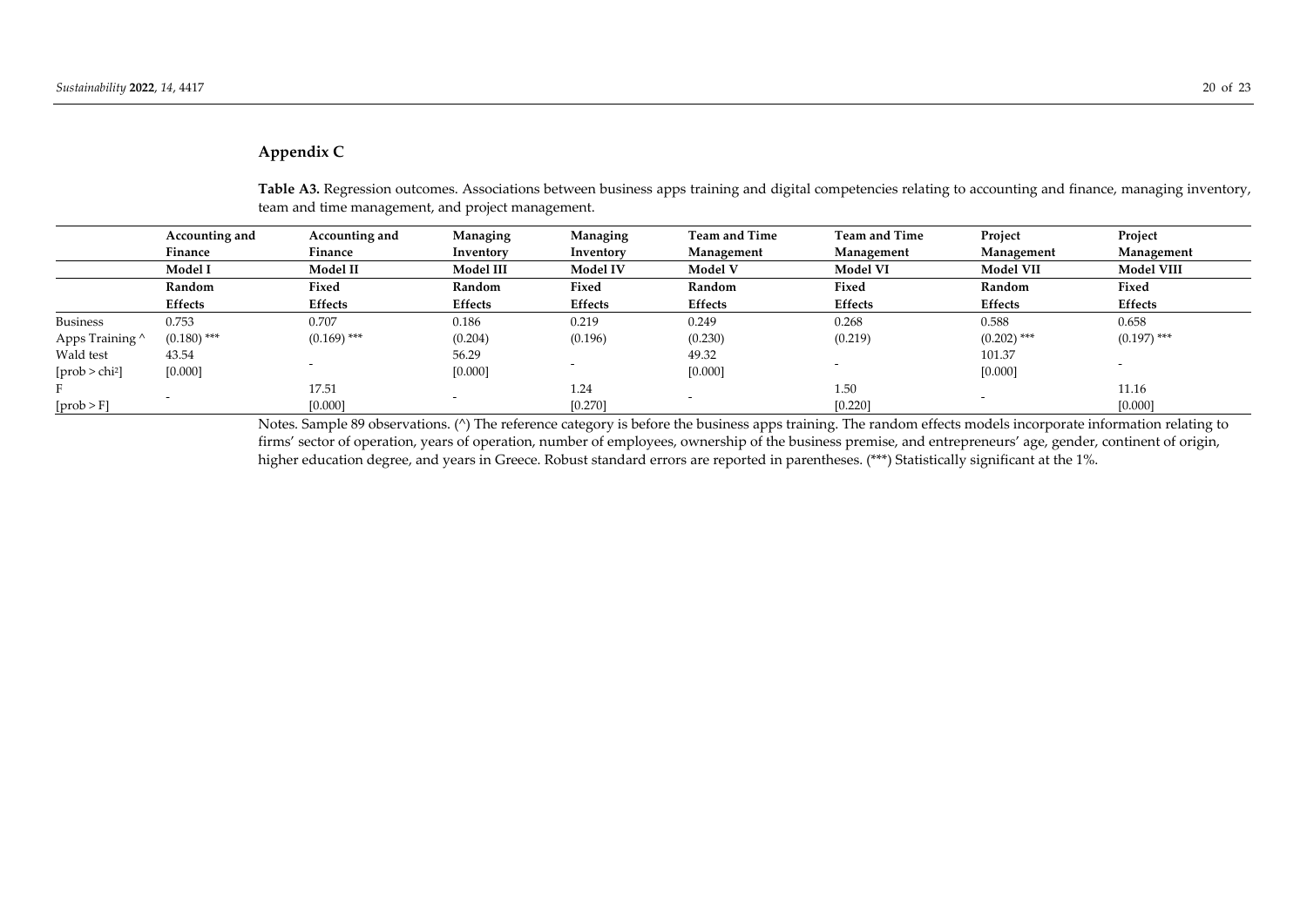## Appendix C

**Table A3.** Regression outcomes. Associations between business apps training and digital competencies relating to accounting and finance, managing inventory, team and time management, and project management.

| | Accounting and Finance | Accounting and Finance | Managing Inventory | Managing Inventory | Team and Time Management | Team and Time Management | Project Management | Project Management |
|---|---|---|---|---|---|---|---|---|
| | **Model I** | **Model II** | **Model III** | **Model IV** | **Model V** | **Model VI** | **Model VII** | **Model VIII** |
| | **Random Effects** | **Fixed Effects** | **Random Effects** | **Fixed Effects** | **Random Effects** | **Fixed Effects** | **Random Effects** | **Fixed Effects** |
| Business Apps Training ^ | 0.753 (0.180) *** | 0.707 (0.169) *** | 0.186 (0.204) | 0.219 (0.196) | 0.249 (0.230) | 0.268 (0.219) | 0.588 (0.202) *** | 0.658 (0.197) *** |
| Wald test [prob > chi$^2$] | 43.54 [0.000] | - | 56.29 [0.000] | - | 49.32 [0.000] | - | 101.37 [0.000] | - |
| F [prob > F] | - | 17.51 [0.000] | - | 1.24 [0.270] | - | 1.50 [0.220] | - | 11.16 [0.000] |

Notes. Sample 89 observations. (^) The reference category is before the business apps training. The random effects models incorporate information relating to firms' sector of operation, years of operation, number of employees, ownership of the business premise, and entrepreneurs' age, gender, continent of origin, higher education degree, and years in Greece. Robust standard errors are reported in parentheses. (***) Statistically significant at the 1%.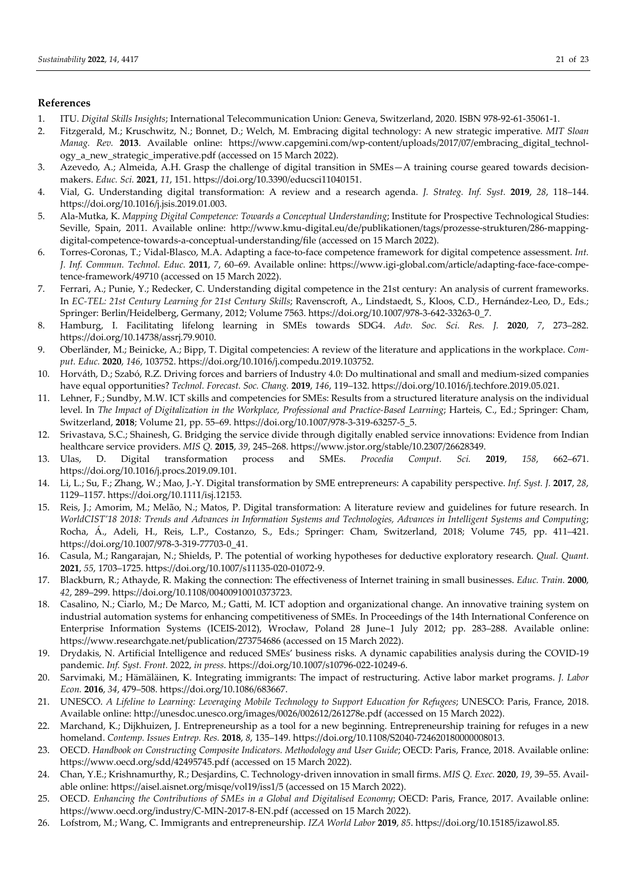## References

1. ITU. *Digital Skills Insights*; International Telecommunication Union: Geneva, Switzerland, 2020. ISBN 978-92-61-35061-1.
2. Fitzgerald, M.; Kruschwitz, N.; Bonnet, D.; Welch, M. Embracing digital technology: A new strategic imperative. *MIT Sloan Manag. Rev.* **2013**. Available online: https://www.capgemini.com/wp-content/uploads/2017/07/embracing_digital_technology_a_new_strategic_imperative.pdf (accessed on 15 March 2022).
3. Azevedo, A.; Almeida, A.H. Grasp the challenge of digital transition in SMEs—A training course geared towards decision-makers. *Educ. Sci.* **2021**, *11*, 151. https://doi.org/10.3390/educsci11040151.
4. Vial, G. Understanding digital transformation: A review and a research agenda. *J. Strateg. Inf. Syst.* **2019**, *28*, 118–144. https://doi.org/10.1016/j.jsis.2019.01.003.
5. Ala-Mutka, K. *Mapping Digital Competence: Towards a Conceptual Understanding*; Institute for Prospective Technological Studies: Seville, Spain, 2011. Available online: http://www.kmu-digital.eu/de/publikationen/tags/prozesse-strukturen/286-mapping-digital-competence-towards-a-conceptual-understanding/file (accessed on 15 March 2022).
6. Torres-Coronas, T.; Vidal-Blasco, M.A. Adapting a face-to-face competence framework for digital competence assessment. *Int. J. Inf. Commun. Technol. Educ.* **2011**, *7*, 60–69. Available online: https://www.igi-global.com/article/adapting-face-face-competence-framework/49710 (accessed on 15 March 2022).
7. Ferrari, A.; Punie, Y.; Redecker, C. Understanding digital competence in the 21st century: An analysis of current frameworks. In *EC-TEL: 21st Century Learning for 21st Century Skills*; Ravenscroft, A., Lindstaedt, S., Kloos, C.D., Hernández-Leo, D., Eds.; Springer: Berlin/Heidelberg, Germany, 2012; Volume 7563. https://doi.org/10.1007/978-3-642-33263-0_7.
8. Hamburg, I. Facilitating lifelong learning in SMEs towards SDG4. *Adv. Soc. Sci. Res. J.* **2020**, *7*, 273–282. https://doi.org/10.14738/assrj.79.9010.
9. Oberländer, M.; Beinicke, A.; Bipp, T. Digital competencies: A review of the literature and applications in the workplace. *Comput. Educ.* **2020**, *146*, 103752. https://doi.org/10.1016/j.compedu.2019.103752.
10. Horváth, D.; Szabó, R.Z. Driving forces and barriers of Industry 4.0: Do multinational and small and medium-sized companies have equal opportunities? *Technol. Forecast. Soc. Chang.* **2019**, *146*, 119–132. https://doi.org/10.1016/j.techfore.2019.05.021.
11. Lehner, F.; Sundby, M.W. ICT skills and competencies for SMEs: Results from a structured literature analysis on the individual level. In *The Impact of Digitalization in the Workplace, Professional and Practice-Based Learning*; Harteis, C., Ed.; Springer: Cham, Switzerland, **2018**; Volume 21, pp. 55–69. https://doi.org/10.1007/978-3-319-63257-5_5.
12. Srivastava, S.C.; Shainesh, G. Bridging the service divide through digitally enabled service innovations: Evidence from Indian healthcare service providers. *MIS Q.* **2015**, *39*, 245–268. https://www.jstor.org/stable/10.2307/26628349.
13. Ulas, D. Digital transformation process and SMEs. *Procedia Comput. Sci.* **2019**, *158*, 662–671. https://doi.org/10.1016/j.procs.2019.09.101.
14. Li, L.; Su, F.; Zhang, W.; Mao, J.-Y. Digital transformation by SME entrepreneurs: A capability perspective. *Inf. Syst. J.* **2017**, *28*, 1129–1157. https://doi.org/10.1111/isj.12153.
15. Reis, J.; Amorim, M.; Melão, N.; Matos, P. Digital transformation: A literature review and guidelines for future research. In *WorldCIST'18 2018: Trends and Advances in Information Systems and Technologies, Advances in Intelligent Systems and Computing*; Rocha, Á., Adeli, H., Reis, L.P., Costanzo, S., Eds.; Springer: Cham, Switzerland, 2018; Volume 745, pp. 411–421. https://doi.org/10.1007/978-3-319-77703-0_41.
16. Casula, M.; Rangarajan, N.; Shields, P. The potential of working hypotheses for deductive exploratory research. *Qual. Quant.* **2021**, *55*, 1703–1725. https://doi.org/10.1007/s11135-020-01072-9.
17. Blackburn, R.; Athayde, R. Making the connection: The effectiveness of Internet training in small businesses. *Educ. Train.* **2000**, *42*, 289–299. https://doi.org/10.1108/00400910010373723.
18. Casalino, N.; Ciarlo, M.; De Marco, M.; Gatti, M. ICT adoption and organizational change. An innovative training system on industrial automation systems for enhancing competitiveness of SMEs. In Proceedings of the 14th International Conference on Enterprise Information Systems (ICEIS-2012), Wrocław, Poland 28 June–1 July 2012; pp. 283–288. Available online: https://www.researchgate.net/publication/273754686 (accessed on 15 March 2022).
19. Drydakis, N. Artificial Intelligence and reduced SMEs' business risks. A dynamic capabilities analysis during the COVID-19 pandemic. *Inf. Syst. Front.* 2022, *in press*. https://doi.org/10.1007/s10796-022-10249-6.
20. Sarvimaki, M.; Hämäläinen, K. Integrating immigrants: The impact of restructuring. Active labor market programs. *J. Labor Econ.* **2016**, *34*, 479–508. https://doi.org/10.1086/683667.
21. UNESCO. *A Lifeline to Learning: Leveraging Mobile Technology to Support Education for Refugees*; UNESCO: Paris, France, 2018. Available online: http://unesdoc.unesco.org/images/0026/002612/261278e.pdf (accessed on 15 March 2022).
22. Marchand, K.; Dijkhuizen, J. Entrepreneurship as a tool for a new beginning. Entrepreneurship training for refuges in a new homeland. *Contemp. Issues Entrep. Res.* **2018**, *8*, 135–149. https://doi.org/10.1108/S2040-724620180000008013.
23. OECD. *Handbook on Constructing Composite Indicators. Methodology and User Guide*; OECD: Paris, France, 2018. Available online: https://www.oecd.org/sdd/42495745.pdf (accessed on 15 March 2022).
24. Chan, Y.E.; Krishnamurthy, R.; Desjardins, C. Technology-driven innovation in small firms. *MIS Q. Exec.* **2020**, *19*, 39–55. Available online: https://aisel.aisnet.org/misqe/vol19/iss1/5 (accessed on 15 March 2022).
25. OECD. *Enhancing the Contributions of SMEs in a Global and Digitalised Economy*; OECD: Paris, France, 2017. Available online: https://www.oecd.org/industry/C-MIN-2017-8-EN.pdf (accessed on 15 March 2022).
26. Lofstrom, M.; Wang, C. Immigrants and entrepreneurship. *IZA World Labor* **2019**, *85*. https://doi.org/10.15185/izawol.85.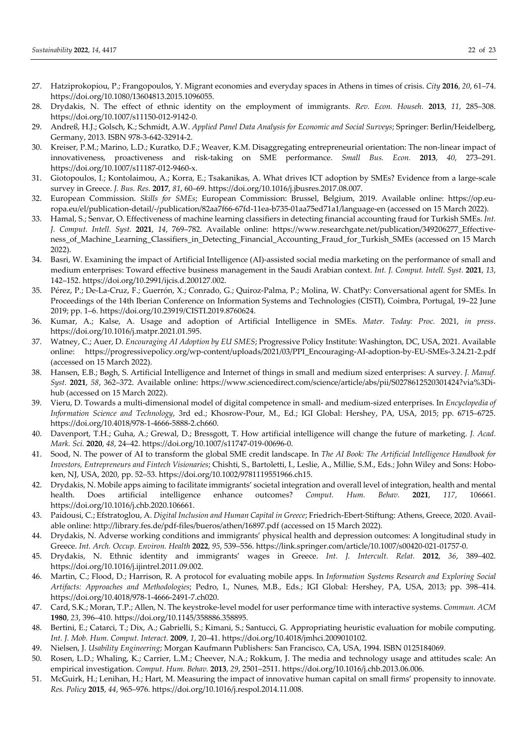27. Hatziprokopiou, P.; Frangopoulos, Y. Migrant economies and everyday spaces in Athens in times of crisis. *City* **2016**, *20*, 61–74. https://doi.org/10.1080/13604813.2015.1096055.
28. Drydakis, N. The effect of ethnic identity on the employment of immigrants. *Rev. Econ. Househ.* **2013**, *11*, 285–308. https://doi.org/10.1007/s11150-012-9142-0.
29. Andreß, H.J.; Golsch, K.; Schmidt, A.W. *Applied Panel Data Analysis for Economic and Social Surveys*; Springer: Berlin/Heidelberg, Germany, 2013. ISBN 978-3-642-32914-2.
30. Kreiser, P.M.; Marino, L.D.; Kuratko, D.F.; Weaver, K.M. Disaggregating entrepreneurial orientation: The non-linear impact of innovativeness, proactiveness and risk-taking on SME performance. *Small Bus. Econ.* **2013**, *40*, 273–291. https://doi.org/10.1007/s11187-012-9460-x.
31. Giotopoulos, I.; Kontolaimou, A.; Korra, E.; Tsakanikas, A. What drives ICT adoption by SMEs? Evidence from a large-scale survey in Greece. *J. Bus. Res.* **2017**, *81*, 60–69. https://doi.org/10.1016/j.jbusres.2017.08.007.
32. European Commission. *Skills for SMEs*; European Commission: Brussel, Belgium, 2019. Available online: https://op.europa.eu/el/publication-detail/-/publication/82aa7f66-67fd-11ea-b735-01aa75ed71a1/language-en (accessed on 15 March 2022).
33. Hamal, S.; Senvar, O. Effectiveness of machine learning classifiers in detecting financial accounting fraud for Turkish SMEs. *Int. J. Comput. Intell. Syst.* **2021**, *14*, 769–782. Available online: https://www.researchgate.net/publication/349206277_Effectiveness_of_Machine_Learning_Classifiers_in_Detecting_Financial_Accounting_Fraud_for_Turkish_SMEs (accessed on 15 March 2022).
34. Basri, W. Examining the impact of Artificial Intelligence (AI)-assisted social media marketing on the performance of small and medium enterprises: Toward effective business management in the Saudi Arabian context. *Int. J. Comput. Intell. Syst.* **2021**, *13*, 142–152. https://doi.org/10.2991/ijcis.d.200127.002.
35. Pérez, P.; De-La-Cruz, F.; Guerrón, X.; Conrado, G.; Quiroz-Palma, P.; Molina, W. ChatPy: Conversational agent for SMEs. In Proceedings of the 14th Iberian Conference on Information Systems and Technologies (CISTI), Coimbra, Portugal, 19–22 June 2019; pp. 1–6. https://doi.org/10.23919/CISTI.2019.8760624.
36. Kumar, A.; Kalse, A. Usage and adoption of Artificial Intelligence in SMEs. *Mater. Today: Proc.* 2021, *in press*. https://doi.org/10.1016/j.matpr.2021.01.595.
37. Watney, C.; Auer, D. *Encouraging AI Adoption by EU SMES*; Progressive Policy Institute: Washington, DC, USA, 2021. Available online: https://progressivepolicy.org/wp-content/uploads/2021/03/PPI_Encouraging-AI-adoption-by-EU-SMEs-3.24.21-2.pdf (accessed on 15 March 2022).
38. Hansen, E.B.; Bøgh, S. Artificial Intelligence and Internet of things in small and medium sized enterprises: A survey. *J. Manuf. Syst.* **2021**, *58*, 362–372. Available online: https://www.sciencedirect.com/science/article/abs/pii/S0278612520301424?via%3Dihub (accessed on 15 March 2022).
39. Vieru, D. Towards a multi-dimensional model of digital competence in small- and medium-sized enterprises. In *Encyclopedia of Information Science and Technology*, 3rd ed.; Khosrow-Pour, M., Ed.; IGI Global: Hershey, PA, USA, 2015; pp. 6715–6725. https://doi.org/10.4018/978-1-4666-5888-2.ch660.
40. Davenport, T.H.; Guha, A.; Grewal, D.; Bressgott, T. How artificial intelligence will change the future of marketing. *J. Acad. Mark. Sci.* **2020**, *48*, 24–42. https://doi.org/10.1007/s11747-019-00696-0.
41. Sood, N. The power of AI to transform the global SME credit landscape. In *The AI Book: The Artificial Intelligence Handbook for Investors, Entrepreneurs and Fintech Visionaries*; Chishti, S., Bartoletti, I., Leslie, A., Millie, S.M., Eds.; John Wiley and Sons: Hoboken, NJ, USA, 2020, pp. 52–53. https://doi.org/10.1002/9781119551966.ch15.
42. Drydakis, N. Mobile apps aiming to facilitate immigrants' societal integration and overall level of integration, health and mental health. Does artificial intelligence enhance outcomes? *Comput. Hum. Behav.* **2021**, *117*, 106661. https://doi.org/10.1016/j.chb.2020.106661.
43. Paidousi, C.; Efstratoglou, A. *Digital Inclusion and Human Capital in Greece*; Friedrich-Ebert-Stiftung: Athens, Greece, 2020. Available online: http://library.fes.de/pdf-files/bueros/athen/16897.pdf (accessed on 15 March 2022).
44. Drydakis, N. Adverse working conditions and immigrants' physical health and depression outcomes: A longitudinal study in Greece. *Int. Arch. Occup. Environ. Health* **2022**, *95*, 539–556. https://link.springer.com/article/10.1007/s00420-021-01757-0.
45. Drydakis, N. Ethnic identity and immigrants' wages in Greece. *Int. J. Intercult. Relat.* **2012**, *36*, 389–402. https://doi.org/10.1016/j.ijintrel.2011.09.002.
46. Martin, C.; Flood, D.; Harrison, R. A protocol for evaluating mobile apps. In *Information Systems Research and Exploring Social Artifacts: Approaches and Methodologies*; Pedro, I., Nunes, M.B., Eds.; IGI Global: Hershey, PA, USA, 2013; pp. 398–414. https://doi.org/10.4018/978-1-4666-2491-7.ch020.
47. Card, S.K.; Moran, T.P.; Allen, N. The keystroke-level model for user performance time with interactive systems. *Commun. ACM* **1980**, *23*, 396–410. https://doi.org/10.1145/358886.358895.
48. Bertini, E.; Catarci, T.; Dix, A.; Gabrielli, S.; Kimani, S.; Santucci, G. Appropriating heuristic evaluation for mobile computing. *Int. J. Mob. Hum. Comput. Interact.* **2009**, *1*, 20–41. https://doi.org/10.4018/jmhci.2009010102.
49. Nielsen, J. *Usability Engineering*; Morgan Kaufmann Publishers: San Francisco, CA, USA, 1994. ISBN 0125184069.
50. Rosen, L.D.; Whaling, K.; Carrier, L.M.; Cheever, N.A.; Rokkum, J. The media and technology usage and attitudes scale: An empirical investigation. *Comput. Hum. Behav.* **2013**, *29*, 2501–2511. https://doi.org/10.1016/j.chb.2013.06.006.
51. McGuirk, H.; Lenihan, H.; Hart, M. Measuring the impact of innovative human capital on small firms' propensity to innovate. *Res. Policy* **2015**, *44*, 965–976. https://doi.org/10.1016/j.respol.2014.11.008.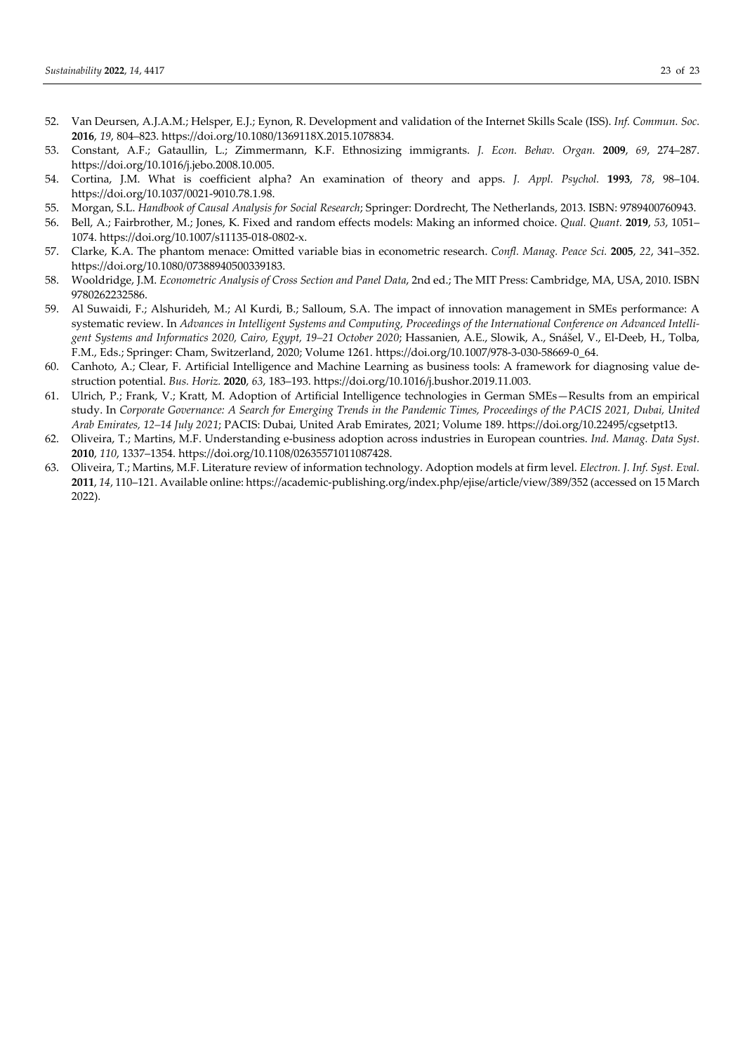52. Van Deursen, A.J.A.M.; Helsper, E.J.; Eynon, R. Development and validation of the Internet Skills Scale (ISS). *Inf. Commun. Soc.* **2016**, *19*, 804–823. https://doi.org/10.1080/1369118X.2015.1078834.
53. Constant, A.F.; Gataullin, L.; Zimmermann, K.F. Ethnosizing immigrants. *J. Econ. Behav. Organ.* **2009**, *69*, 274–287. https://doi.org/10.1016/j.jebo.2008.10.005.
54. Cortina, J.M. What is coefficient alpha? An examination of theory and apps. *J. Appl. Psychol.* **1993**, *78*, 98–104. https://doi.org/10.1037/0021-9010.78.1.98.
55. Morgan, S.L. *Handbook of Causal Analysis for Social Research*; Springer: Dordrecht, The Netherlands, 2013. ISBN: 9789400760943.
56. Bell, A.; Fairbrother, M.; Jones, K. Fixed and random effects models: Making an informed choice. *Qual. Quant.* **2019**, *53*, 1051–1074. https://doi.org/10.1007/s11135-018-0802-x.
57. Clarke, K.A. The phantom menace: Omitted variable bias in econometric research. *Confl. Manag. Peace Sci.* **2005**, *22*, 341–352. https://doi.org/10.1080/07388940500339183.
58. Wooldridge, J.M. *Econometric Analysis of Cross Section and Panel Data*, 2nd ed.; The MIT Press: Cambridge, MA, USA, 2010. ISBN 9780262232586.
59. Al Suwaidi, F.; Alshurideh, M.; Al Kurdi, B.; Salloum, S.A. The impact of innovation management in SMEs performance: A systematic review. In *Advances in Intelligent Systems and Computing, Proceedings of the International Conference on Advanced Intelligent Systems and Informatics 2020, Cairo, Egypt, 19–21 October 2020*; Hassanien, A.E., Slowik, A., Snášel, V., El-Deeb, H., Tolba, F.M., Eds.; Springer: Cham, Switzerland, 2020; Volume 1261. https://doi.org/10.1007/978-3-030-58669-0_64.
60. Canhoto, A.; Clear, F. Artificial Intelligence and Machine Learning as business tools: A framework for diagnosing value destruction potential. *Bus. Horiz.* **2020**, *63*, 183–193. https://doi.org/10.1016/j.bushor.2019.11.003.
61. Ulrich, P.; Frank, V.; Kratt, M. Adoption of Artificial Intelligence technologies in German SMEs—Results from an empirical study. In *Corporate Governance: A Search for Emerging Trends in the Pandemic Times, Proceedings of the PACIS 2021, Dubai, United Arab Emirates, 12–14 July 2021*; PACIS: Dubai, United Arab Emirates, 2021; Volume 189. https://doi.org/10.22495/cgsetpt13.
62. Oliveira, T.; Martins, M.F. Understanding e-business adoption across industries in European countries. *Ind. Manag. Data Syst.* **2010**, *110*, 1337–1354. https://doi.org/10.1108/02635571011087428.
63. Oliveira, T.; Martins, M.F. Literature review of information technology. Adoption models at firm level. *Electron. J. Inf. Syst. Eval.* **2011**, *14*, 110–121. Available online: https://academic-publishing.org/index.php/ejise/article/view/389/352 (accessed on 15 March 2022).